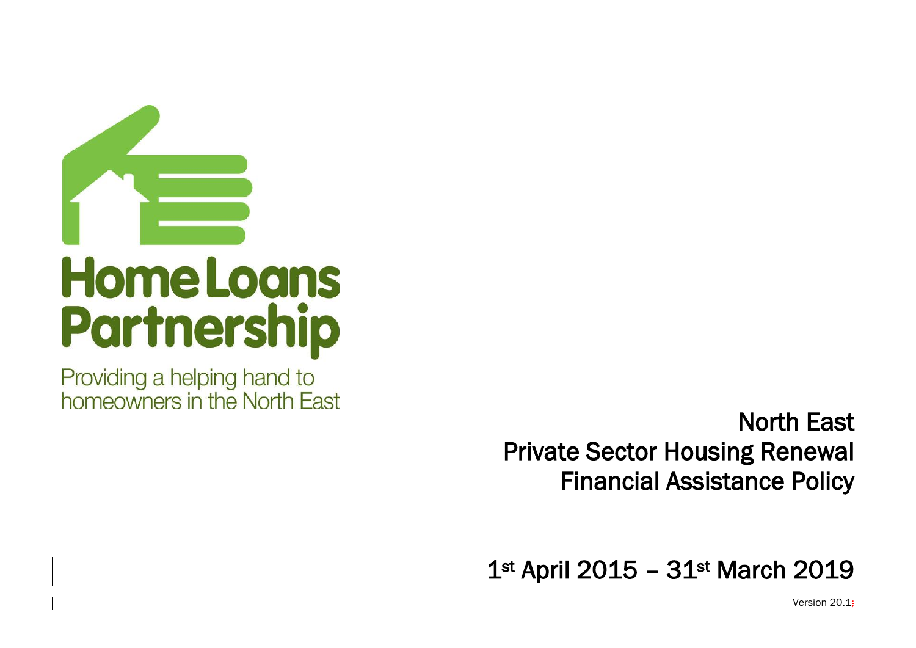Home Loans Partnership

Providing a helping hand to homeowners in the North East

# North East Private Sector Housing Renewal Financial Assistance Policy

## 1st April 2015 – 31st March 2019

Version 20.1;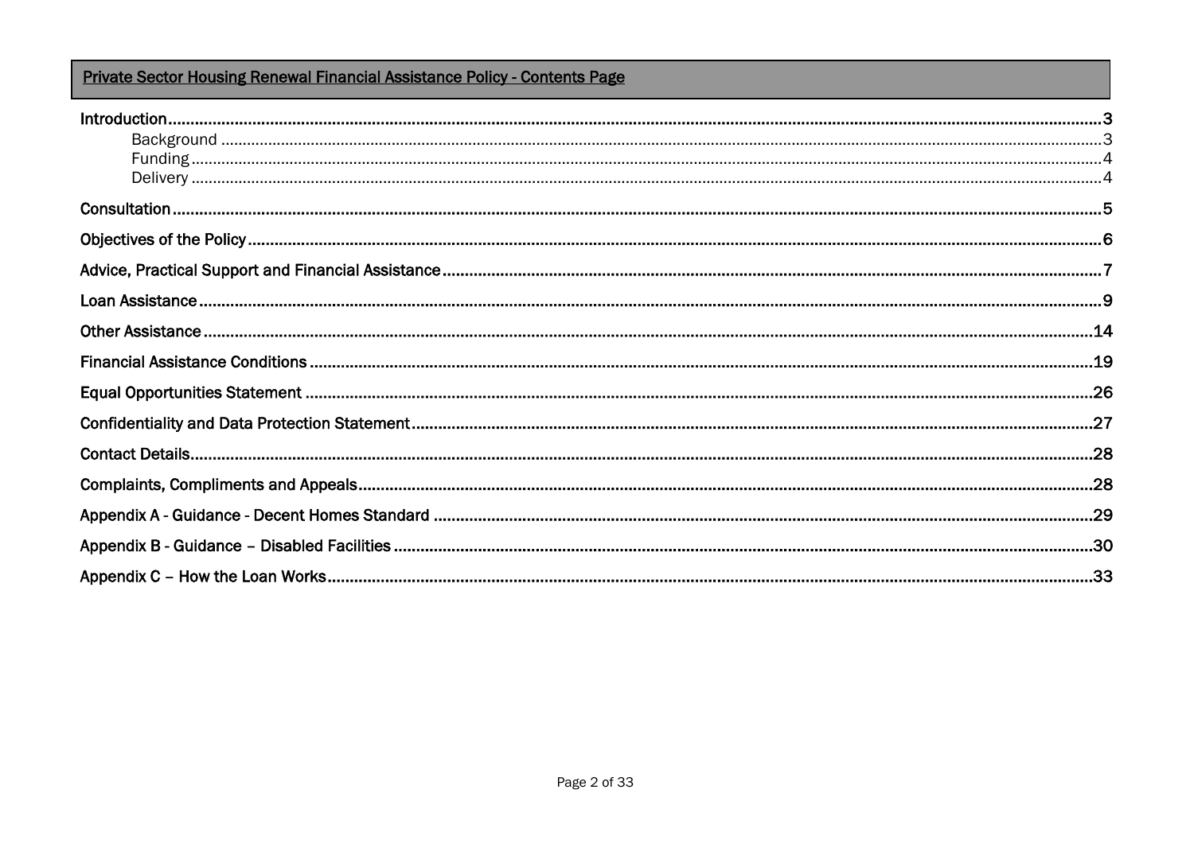# Private Sector Housing Renewal Financial Assistance Policy - Contents Page

Introduction....3
- Background....3
- Funding....4
- Delivery....4

Consultation....5

Objectives of the Policy....6

Advice, Practical Support and Financial Assistance....7

Loan Assistance....9

Other Assistance....14

Financial Assistance Conditions....19

Equal Opportunities Statement....26

Confidentiality and Data Protection Statement....27

Contact Details....28

Complaints, Compliments and Appeals....28

Appendix A - Guidance - Decent Homes Standard....29

Appendix B - Guidance – Disabled Facilities....30

Appendix C – How the Loan Works....33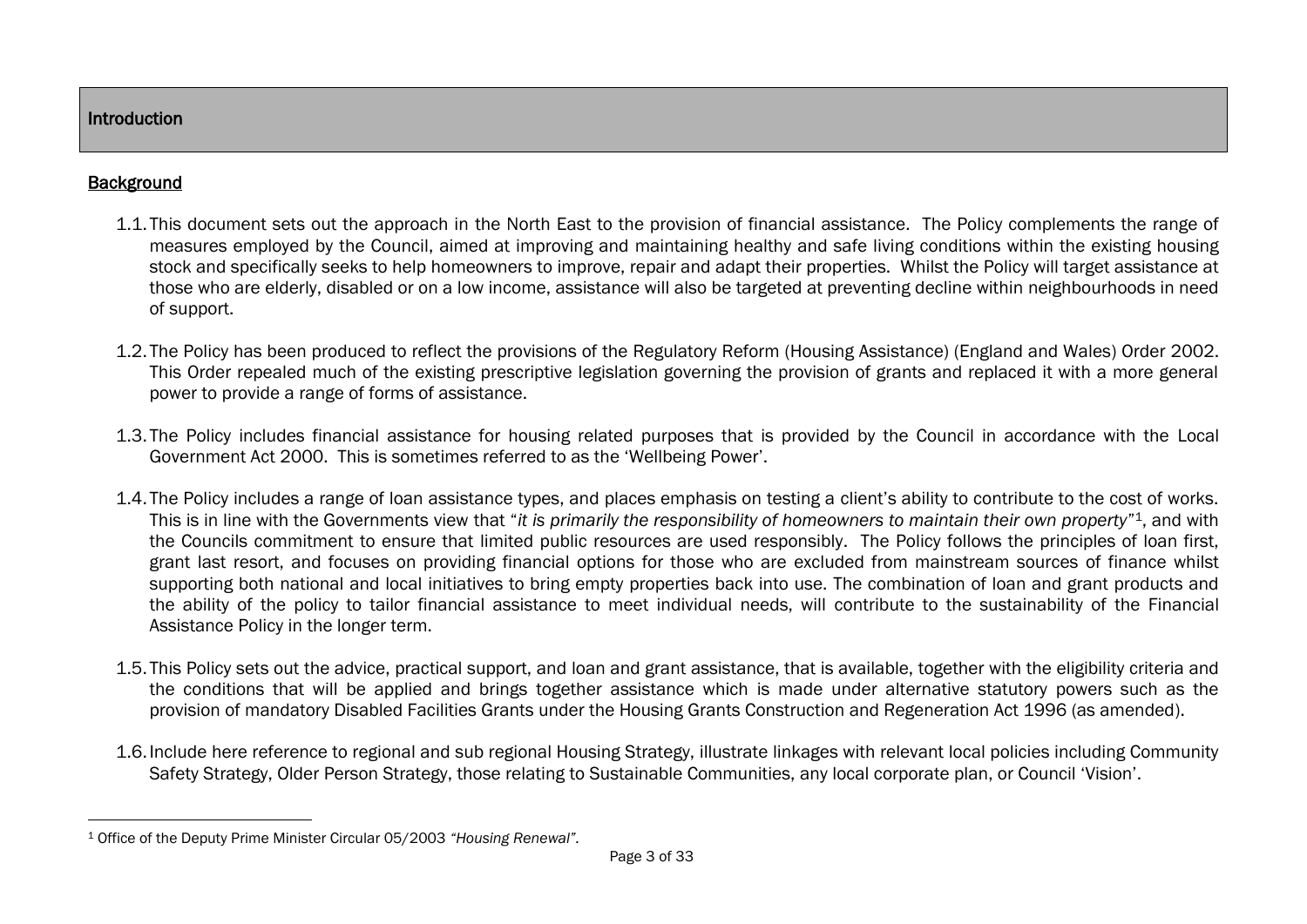## Introduction

### Background

1.1. This document sets out the approach in the North East to the provision of financial assistance. The Policy complements the range of measures employed by the Council, aimed at improving and maintaining healthy and safe living conditions within the existing housing stock and specifically seeks to help homeowners to improve, repair and adapt their properties. Whilst the Policy will target assistance at those who are elderly, disabled or on a low income, assistance will also be targeted at preventing decline within neighbourhoods in need of support.

1.2. The Policy has been produced to reflect the provisions of the Regulatory Reform (Housing Assistance) (England and Wales) Order 2002. This Order repealed much of the existing prescriptive legislation governing the provision of grants and replaced it with a more general power to provide a range of forms of assistance.

1.3. The Policy includes financial assistance for housing related purposes that is provided by the Council in accordance with the Local Government Act 2000. This is sometimes referred to as the 'Wellbeing Power'.

1.4. The Policy includes a range of loan assistance types, and places emphasis on testing a client's ability to contribute to the cost of works. This is in line with the Governments view that "*it is primarily the responsibility of homeowners to maintain their own property*"[1], and with the Councils commitment to ensure that limited public resources are used responsibly. The Policy follows the principles of loan first, grant last resort, and focuses on providing financial options for those who are excluded from mainstream sources of finance whilst supporting both national and local initiatives to bring empty properties back into use. The combination of loan and grant products and the ability of the policy to tailor financial assistance to meet individual needs, will contribute to the sustainability of the Financial Assistance Policy in the longer term.

1.5. This Policy sets out the advice, practical support, and loan and grant assistance, that is available, together with the eligibility criteria and the conditions that will be applied and brings together assistance which is made under alternative statutory powers such as the provision of mandatory Disabled Facilities Grants under the Housing Grants Construction and Regeneration Act 1996 (as amended).

1.6. Include here reference to regional and sub regional Housing Strategy, illustrate linkages with relevant local policies including Community Safety Strategy, Older Person Strategy, those relating to Sustainable Communities, any local corporate plan, or Council 'Vision'.

---

[1] Office of the Deputy Prime Minister Circular 05/2003 *"Housing Renewal".*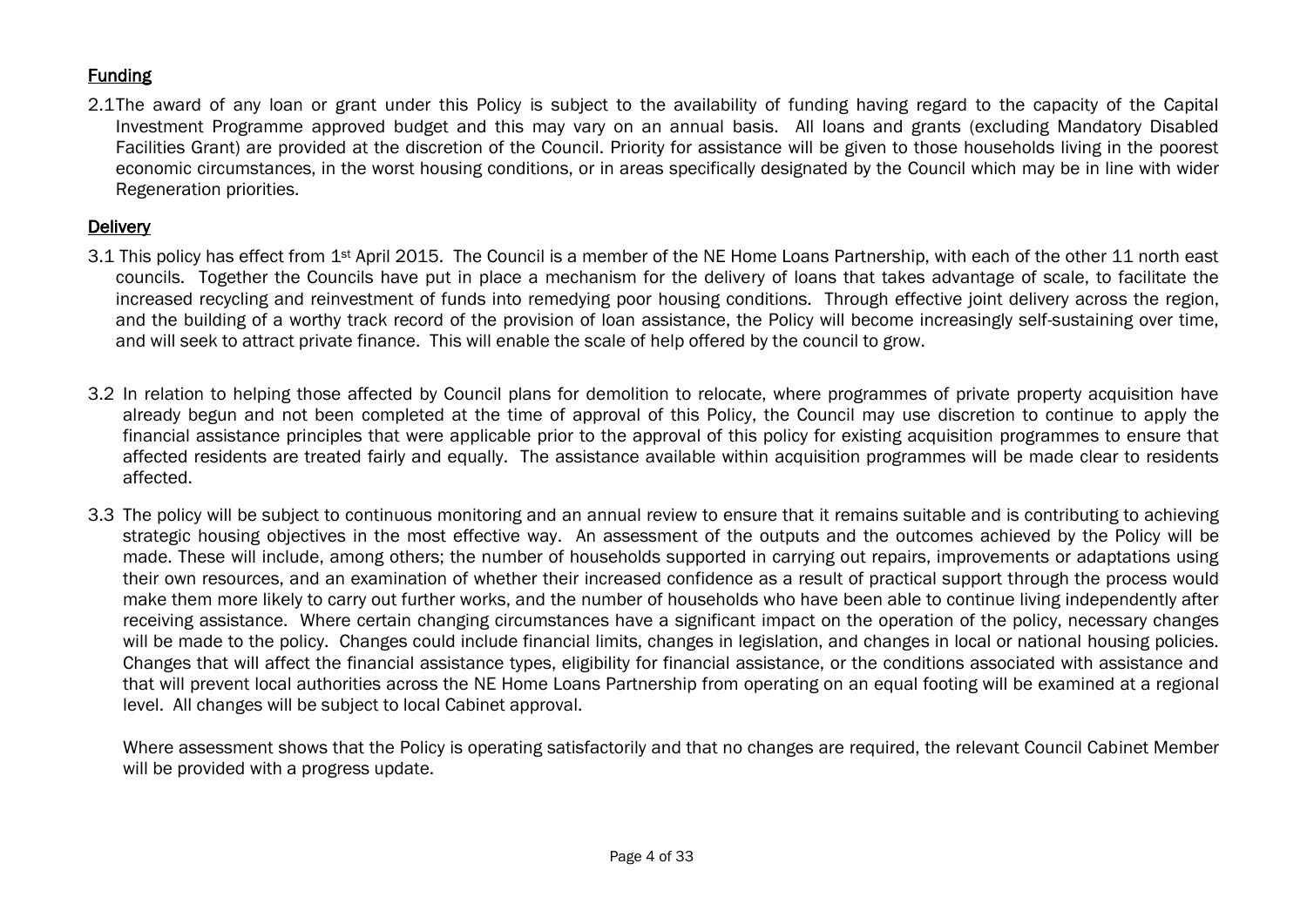## Funding

2.1 The award of any loan or grant under this Policy is subject to the availability of funding having regard to the capacity of the Capital Investment Programme approved budget and this may vary on an annual basis. All loans and grants (excluding Mandatory Disabled Facilities Grant) are provided at the discretion of the Council. Priority for assistance will be given to those households living in the poorest economic circumstances, in the worst housing conditions, or in areas specifically designated by the Council which may be in line with wider Regeneration priorities.

## Delivery

3.1 This policy has effect from 1st April 2015. The Council is a member of the NE Home Loans Partnership, with each of the other 11 north east councils. Together the Councils have put in place a mechanism for the delivery of loans that takes advantage of scale, to facilitate the increased recycling and reinvestment of funds into remedying poor housing conditions. Through effective joint delivery across the region, and the building of a worthy track record of the provision of loan assistance, the Policy will become increasingly self-sustaining over time, and will seek to attract private finance. This will enable the scale of help offered by the council to grow.

3.2 In relation to helping those affected by Council plans for demolition to relocate, where programmes of private property acquisition have already begun and not been completed at the time of approval of this Policy, the Council may use discretion to continue to apply the financial assistance principles that were applicable prior to the approval of this policy for existing acquisition programmes to ensure that affected residents are treated fairly and equally. The assistance available within acquisition programmes will be made clear to residents affected.

3.3 The policy will be subject to continuous monitoring and an annual review to ensure that it remains suitable and is contributing to achieving strategic housing objectives in the most effective way. An assessment of the outputs and the outcomes achieved by the Policy will be made. These will include, among others; the number of households supported in carrying out repairs, improvements or adaptations using their own resources, and an examination of whether their increased confidence as a result of practical support through the process would make them more likely to carry out further works, and the number of households who have been able to continue living independently after receiving assistance. Where certain changing circumstances have a significant impact on the operation of the policy, necessary changes will be made to the policy. Changes could include financial limits, changes in legislation, and changes in local or national housing policies. Changes that will affect the financial assistance types, eligibility for financial assistance, or the conditions associated with assistance and that will prevent local authorities across the NE Home Loans Partnership from operating on an equal footing will be examined at a regional level. All changes will be subject to local Cabinet approval.

Where assessment shows that the Policy is operating satisfactorily and that no changes are required, the relevant Council Cabinet Member will be provided with a progress update.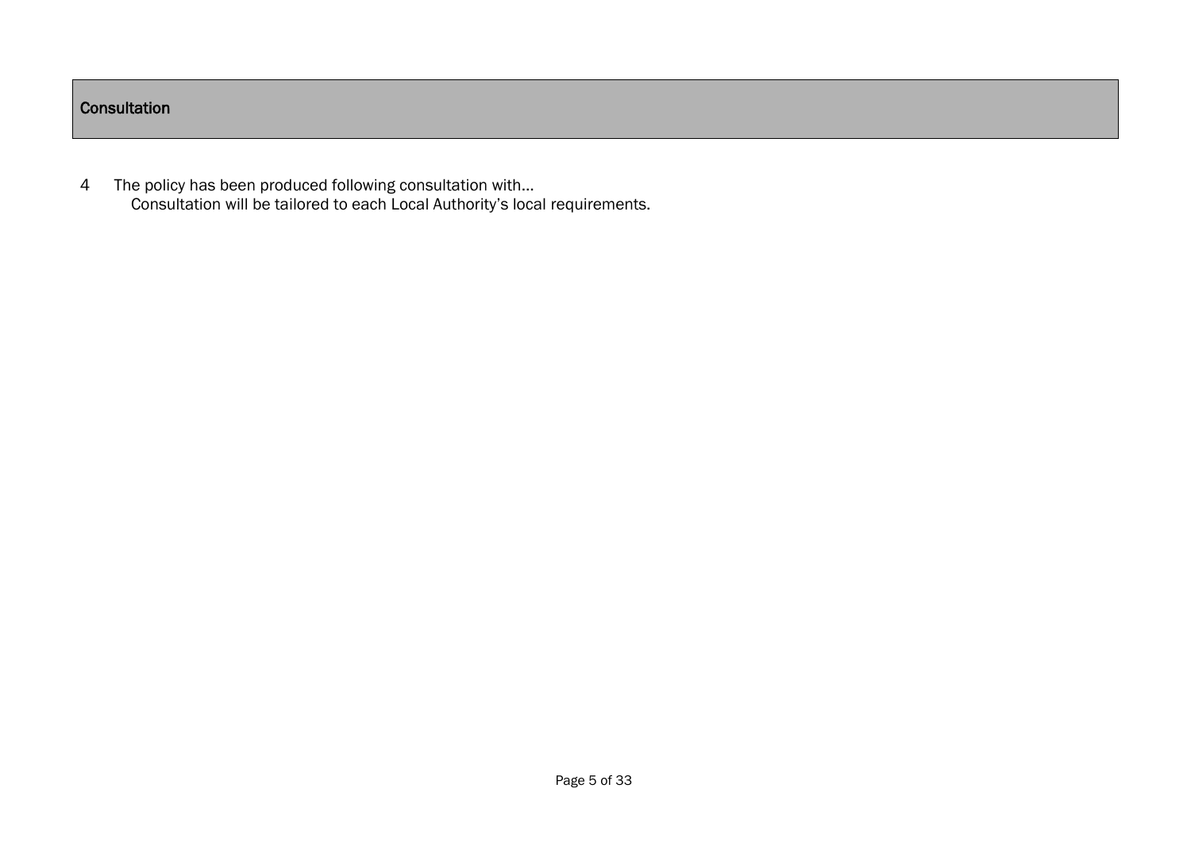## Consultation

4 The policy has been produced following consultation with…
Consultation will be tailored to each Local Authority's local requirements.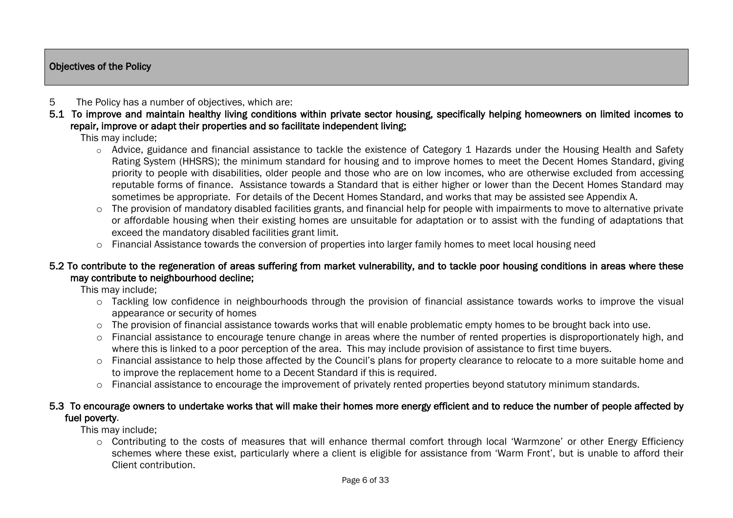## Objectives of the Policy

5 The Policy has a number of objectives, which are:

**5.1 To improve and maintain healthy living conditions within private sector housing, specifically helping homeowners on limited incomes to repair, improve or adapt their properties and so facilitate independent living;**

This may include;

- Advice, guidance and financial assistance to tackle the existence of Category 1 Hazards under the Housing Health and Safety Rating System (HHSRS); the minimum standard for housing and to improve homes to meet the Decent Homes Standard, giving priority to people with disabilities, older people and those who are on low incomes, who are otherwise excluded from accessing reputable forms of finance. Assistance towards a Standard that is either higher or lower than the Decent Homes Standard may sometimes be appropriate. For details of the Decent Homes Standard, and works that may be assisted see Appendix A.
- The provision of mandatory disabled facilities grants, and financial help for people with impairments to move to alternative private or affordable housing when their existing homes are unsuitable for adaptation or to assist with the funding of adaptations that exceed the mandatory disabled facilities grant limit.
- Financial Assistance towards the conversion of properties into larger family homes to meet local housing need

**5.2 To contribute to the regeneration of areas suffering from market vulnerability, and to tackle poor housing conditions in areas where these may contribute to neighbourhood decline;**

This may include;

- Tackling low confidence in neighbourhoods through the provision of financial assistance towards works to improve the visual appearance or security of homes
- The provision of financial assistance towards works that will enable problematic empty homes to be brought back into use.
- Financial assistance to encourage tenure change in areas where the number of rented properties is disproportionately high, and where this is linked to a poor perception of the area. This may include provision of assistance to first time buyers.
- Financial assistance to help those affected by the Council's plans for property clearance to relocate to a more suitable home and to improve the replacement home to a Decent Standard if this is required.
- Financial assistance to encourage the improvement of privately rented properties beyond statutory minimum standards.

**5.3 To encourage owners to undertake works that will make their homes more energy efficient and to reduce the number of people affected by fuel poverty.**

This may include;

- Contributing to the costs of measures that will enhance thermal comfort through local 'Warmzone' or other Energy Efficiency schemes where these exist, particularly where a client is eligible for assistance from 'Warm Front', but is unable to afford their Client contribution.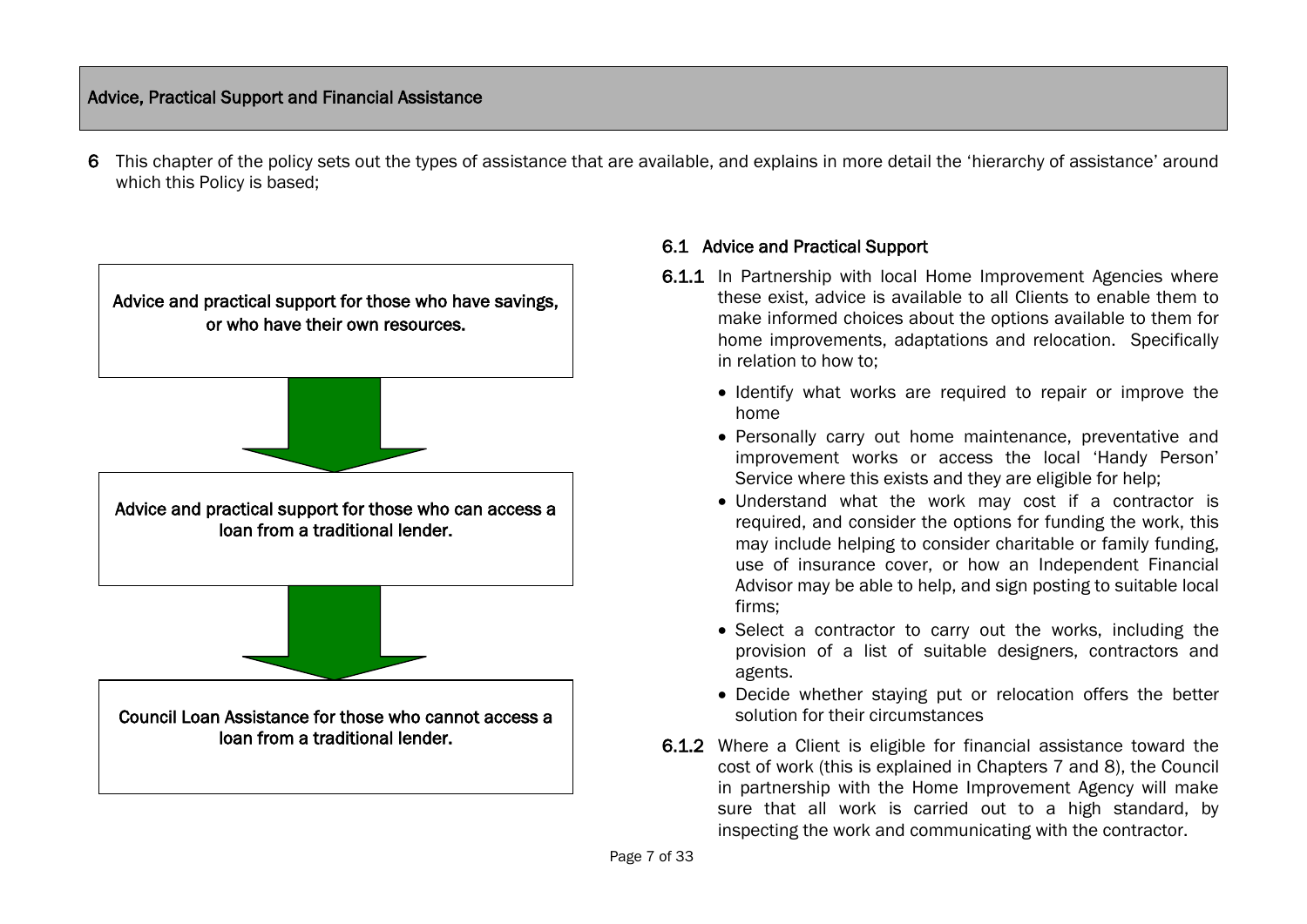## Advice, Practical Support and Financial Assistance

**6** This chapter of the policy sets out the types of assistance that are available, and explains in more detail the 'hierarchy of assistance' around which this Policy is based;

**Advice and practical support for those who have savings, or who have their own resources.**

↓

**Advice and practical support for those who can access a loan from a traditional lender.**

↓

**Council Loan Assistance for those who cannot access a loan from a traditional lender.**

### 6.1 Advice and Practical Support

**6.1.1** In Partnership with local Home Improvement Agencies where these exist, advice is available to all Clients to enable them to make informed choices about the options available to them for home improvements, adaptations and relocation. Specifically in relation to how to;

- Identify what works are required to repair or improve the home
- Personally carry out home maintenance, preventative and improvement works or access the local 'Handy Person' Service where this exists and they are eligible for help;
- Understand what the work may cost if a contractor is required, and consider the options for funding the work, this may include helping to consider charitable or family funding, use of insurance cover, or how an Independent Financial Advisor may be able to help, and sign posting to suitable local firms;
- Select a contractor to carry out the works, including the provision of a list of suitable designers, contractors and agents.
- Decide whether staying put or relocation offers the better solution for their circumstances

**6.1.2** Where a Client is eligible for financial assistance toward the cost of work (this is explained in Chapters 7 and 8), the Council in partnership with the Home Improvement Agency will make sure that all work is carried out to a high standard, by inspecting the work and communicating with the contractor.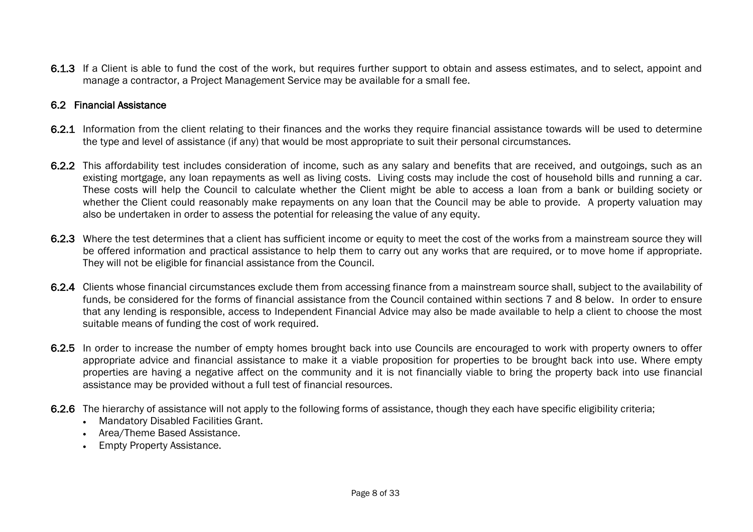**6.1.3** If a Client is able to fund the cost of the work, but requires further support to obtain and assess estimates, and to select, appoint and manage a contractor, a Project Management Service may be available for a small fee.

## 6.2 Financial Assistance

**6.2.1** Information from the client relating to their finances and the works they require financial assistance towards will be used to determine the type and level of assistance (if any) that would be most appropriate to suit their personal circumstances.

**6.2.2** This affordability test includes consideration of income, such as any salary and benefits that are received, and outgoings, such as an existing mortgage, any loan repayments as well as living costs. Living costs may include the cost of household bills and running a car. These costs will help the Council to calculate whether the Client might be able to access a loan from a bank or building society or whether the Client could reasonably make repayments on any loan that the Council may be able to provide. A property valuation may also be undertaken in order to assess the potential for releasing the value of any equity.

**6.2.3** Where the test determines that a client has sufficient income or equity to meet the cost of the works from a mainstream source they will be offered information and practical assistance to help them to carry out any works that are required, or to move home if appropriate. They will not be eligible for financial assistance from the Council.

**6.2.4** Clients whose financial circumstances exclude them from accessing finance from a mainstream source shall, subject to the availability of funds, be considered for the forms of financial assistance from the Council contained within sections 7 and 8 below. In order to ensure that any lending is responsible, access to Independent Financial Advice may also be made available to help a client to choose the most suitable means of funding the cost of work required.

**6.2.5** In order to increase the number of empty homes brought back into use Councils are encouraged to work with property owners to offer appropriate advice and financial assistance to make it a viable proposition for properties to be brought back into use. Where empty properties are having a negative affect on the community and it is not financially viable to bring the property back into use financial assistance may be provided without a full test of financial resources.

**6.2.6** The hierarchy of assistance will not apply to the following forms of assistance, though they each have specific eligibility criteria;

- Mandatory Disabled Facilities Grant.
- Area/Theme Based Assistance.
- Empty Property Assistance.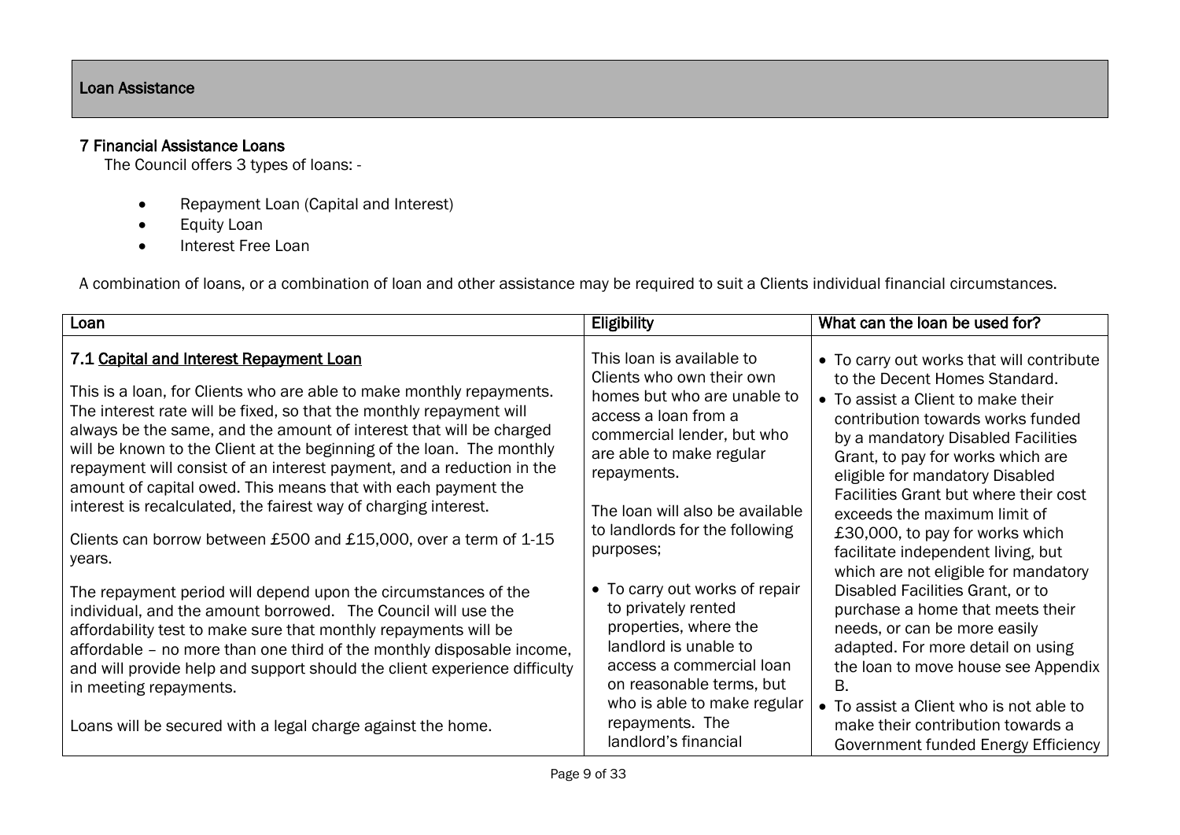## Loan Assistance

### 7 Financial Assistance Loans

The Council offers 3 types of loans: -

- Repayment Loan (Capital and Interest)
- Equity Loan
- Interest Free Loan

A combination of loans, or a combination of loan and other assistance may be required to suit a Clients individual financial circumstances.

| Loan | Eligibility | What can the loan be used for? |
| --- | --- | --- |
| **7.1 <u>Capital and Interest Repayment Loan</u>**<br><br>This is a loan, for Clients who are able to make monthly repayments. The interest rate will be fixed, so that the monthly repayment will always be the same, and the amount of interest that will be charged will be known to the Client at the beginning of the loan. The monthly repayment will consist of an interest payment, and a reduction in the amount of capital owed. This means that with each payment the interest is recalculated, the fairest way of charging interest.<br><br>Clients can borrow between £500 and £15,000, over a term of 1-15 years.<br><br>The repayment period will depend upon the circumstances of the individual, and the amount borrowed. The Council will use the affordability test to make sure that monthly repayments will be affordable – no more than one third of the monthly disposable income, and will provide help and support should the client experience difficulty in meeting repayments.<br><br>Loans will be secured with a legal charge against the home. | This loan is available to Clients who own their own homes but who are unable to access a loan from a commercial lender, but who are able to make regular repayments.<br><br>The loan will also be available to landlords for the following purposes;<br><br>• To carry out works of repair to privately rented properties, where the landlord is unable to access a commercial loan on reasonable terms, but who is able to make regular repayments. The landlord's financial | • To carry out works that will contribute to the Decent Homes Standard.<br>• To assist a Client to make their contribution towards works funded by a mandatory Disabled Facilities Grant, to pay for works which are eligible for mandatory Disabled Facilities Grant but where their cost exceeds the maximum limit of £30,000, to pay for works which facilitate independent living, but which are not eligible for mandatory Disabled Facilities Grant, or to purchase a home that meets their needs, or can be more easily adapted. For more detail on using the loan to move house see Appendix B.<br>• To assist a Client who is not able to make their contribution towards a Government funded Energy Efficiency |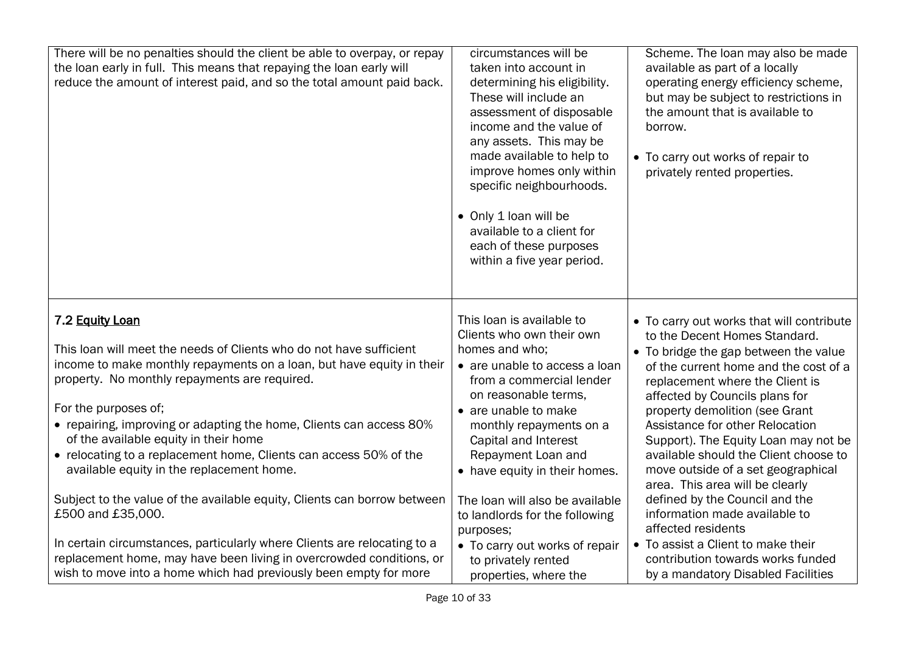| | | |
|---|---|---|
| There will be no penalties should the client be able to overpay, or repay the loan early in full. This means that repaying the loan early will reduce the amount of interest paid, and so the total amount paid back. | circumstances will be taken into account in determining his eligibility. These will include an assessment of disposable income and the value of any assets. This may be made available to help to improve homes only within specific neighbourhoods.<br><br>• Only 1 loan will be available to a client for each of these purposes within a five year period. | Scheme. The loan may also be made available as part of a locally operating energy efficiency scheme, but may be subject to restrictions in the amount that is available to borrow.<br><br>• To carry out works of repair to privately rented properties. |
| **7.2 Equity Loan**<br><br>This loan will meet the needs of Clients who do not have sufficient income to make monthly repayments on a loan, but have equity in their property. No monthly repayments are required.<br><br>For the purposes of;<br>• repairing, improving or adapting the home, Clients can access 80% of the available equity in their home<br>• relocating to a replacement home, Clients can access 50% of the available equity in the replacement home.<br><br>Subject to the value of the available equity, Clients can borrow between £500 and £35,000.<br><br>In certain circumstances, particularly where Clients are relocating to a replacement home, may have been living in overcrowded conditions, or wish to move into a home which had previously been empty for more | This loan is available to Clients who own their own homes and who;<br>• are unable to access a loan from a commercial lender on reasonable terms,<br>• are unable to make monthly repayments on a Capital and Interest Repayment Loan and<br>• have equity in their homes.<br><br>The loan will also be available to landlords for the following purposes;<br>• To carry out works of repair to privately rented properties, where the | • To carry out works that will contribute to the Decent Homes Standard.<br>• To bridge the gap between the value of the current home and the cost of a replacement where the Client is affected by Councils plans for property demolition (see Grant Assistance for other Relocation Support). The Equity Loan may not be available should the Client choose to move outside of a set geographical area. This area will be clearly defined by the Council and the information made available to affected residents<br>• To assist a Client to make their contribution towards works funded by a mandatory Disabled Facilities |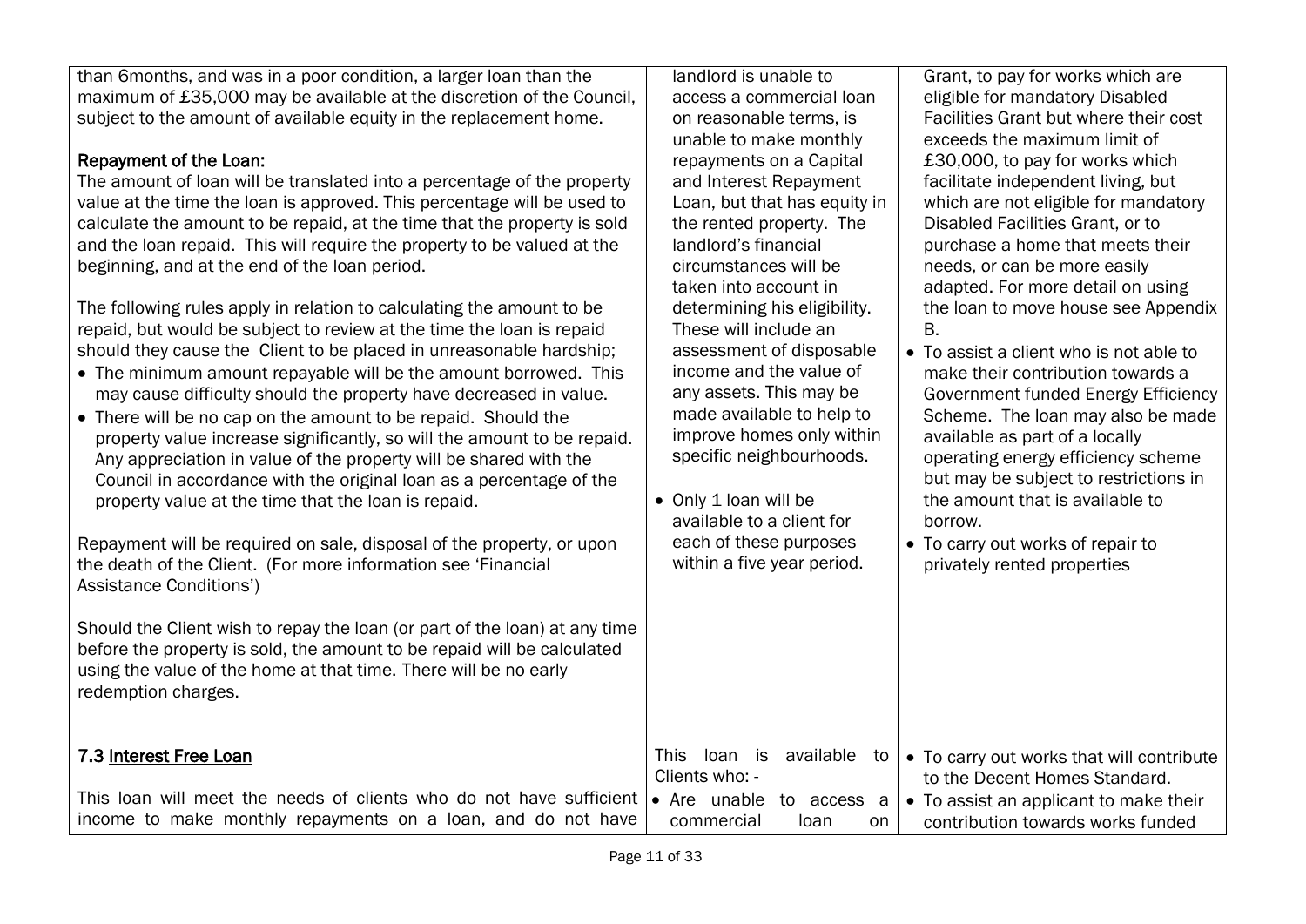| | | |
|---|---|---|
| than 6months, and was in a poor condition, a larger loan than the maximum of £35,000 may be available at the discretion of the Council, subject to the amount of available equity in the replacement home.<br><br>**Repayment of the Loan:**<br>The amount of loan will be translated into a percentage of the property value at the time the loan is approved. This percentage will be used to calculate the amount to be repaid, at the time that the property is sold and the loan repaid. This will require the property to be valued at the beginning, and at the end of the loan period.<br><br>The following rules apply in relation to calculating the amount to be repaid, but would be subject to review at the time the loan is repaid should they cause the Client to be placed in unreasonable hardship;<br>• The minimum amount repayable will be the amount borrowed. This may cause difficulty should the property have decreased in value.<br>• There will be no cap on the amount to be repaid. Should the property value increase significantly, so will the amount to be repaid. Any appreciation in value of the property will be shared with the Council in accordance with the original loan as a percentage of the property value at the time that the loan is repaid.<br><br>Repayment will be required on sale, disposal of the property, or upon the death of the Client. (For more information see 'Financial Assistance Conditions')<br><br>Should the Client wish to repay the loan (or part of the loan) at any time before the property is sold, the amount to be repaid will be calculated using the value of the home at that time. There will be no early redemption charges. | landlord is unable to access a commercial loan on reasonable terms, is unable to make monthly repayments on a Capital and Interest Repayment Loan, but that has equity in the rented property. The landlord's financial circumstances will be taken into account in determining his eligibility. These will include an assessment of disposable income and the value of any assets. This may be made available to help to improve homes only within specific neighbourhoods.<br><br>• Only 1 loan will be available to a client for each of these purposes within a five year period. | Grant, to pay for works which are eligible for mandatory Disabled Facilities Grant but where their cost exceeds the maximum limit of £30,000, to pay for works which facilitate independent living, but which are not eligible for mandatory Disabled Facilities Grant, or to purchase a home that meets their needs, or can be more easily adapted. For more detail on using the loan to move house see Appendix B.<br>• To assist a client who is not able to make their contribution towards a Government funded Energy Efficiency Scheme. The loan may also be made available as part of a locally operating energy efficiency scheme but may be subject to restrictions in the amount that is available to borrow.<br>• To carry out works of repair to privately rented properties |
| **7.3 Interest Free Loan**<br><br>This loan will meet the needs of clients who do not have sufficient income to make monthly repayments on a loan, and do not have | This loan is available to Clients who: -<br>• Are unable to access a commercial loan on | • To carry out works that will contribute to the Decent Homes Standard.<br>• To assist an applicant to make their contribution towards works funded |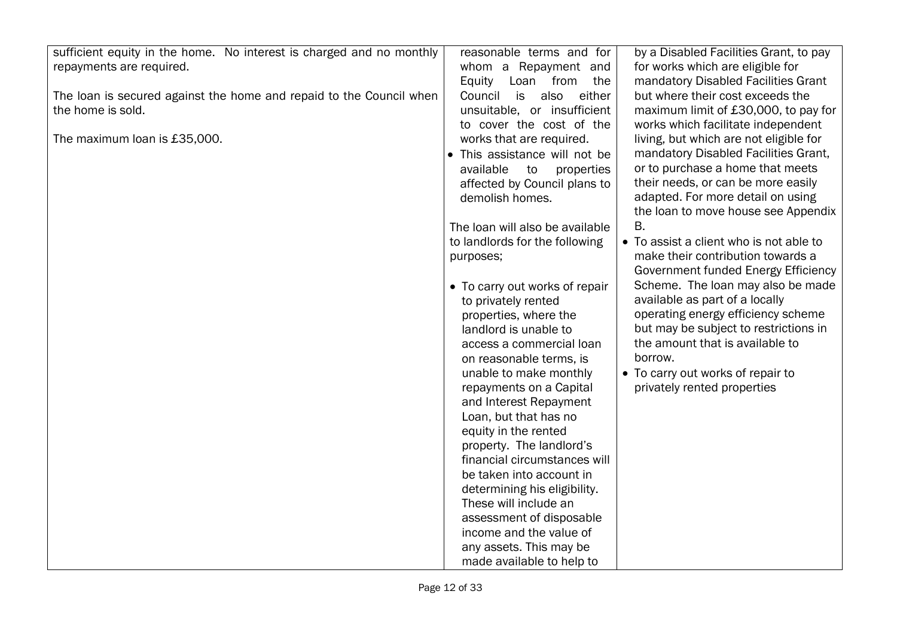| | | |
|---|---|---|
| sufficient equity in the home. No interest is charged and no monthly repayments are required.<br><br>The loan is secured against the home and repaid to the Council when the home is sold.<br><br>The maximum loan is £35,000. | reasonable terms and for whom a Repayment and Equity Loan from the Council is also either unsuitable, or insufficient to cover the cost of the works that are required.<br>• This assistance will not be available to properties affected by Council plans to demolish homes.<br><br>The loan will also be available to landlords for the following purposes;<br><br>• To carry out works of repair to privately rented properties, where the landlord is unable to access a commercial loan on reasonable terms, is unable to make monthly repayments on a Capital and Interest Repayment Loan, but that has no equity in the rented property. The landlord's financial circumstances will be taken into account in determining his eligibility. These will include an assessment of disposable income and the value of any assets. This may be made available to help to | by a Disabled Facilities Grant, to pay for works which are eligible for mandatory Disabled Facilities Grant but where their cost exceeds the maximum limit of £30,000, to pay for works which facilitate independent living, but which are not eligible for mandatory Disabled Facilities Grant, or to purchase a home that meets their needs, or can be more easily adapted. For more detail on using the loan to move house see Appendix B.<br>• To assist a client who is not able to make their contribution towards a Government funded Energy Efficiency Scheme. The loan may also be made available as part of a locally operating energy efficiency scheme but may be subject to restrictions in the amount that is available to borrow.<br>• To carry out works of repair to privately rented properties |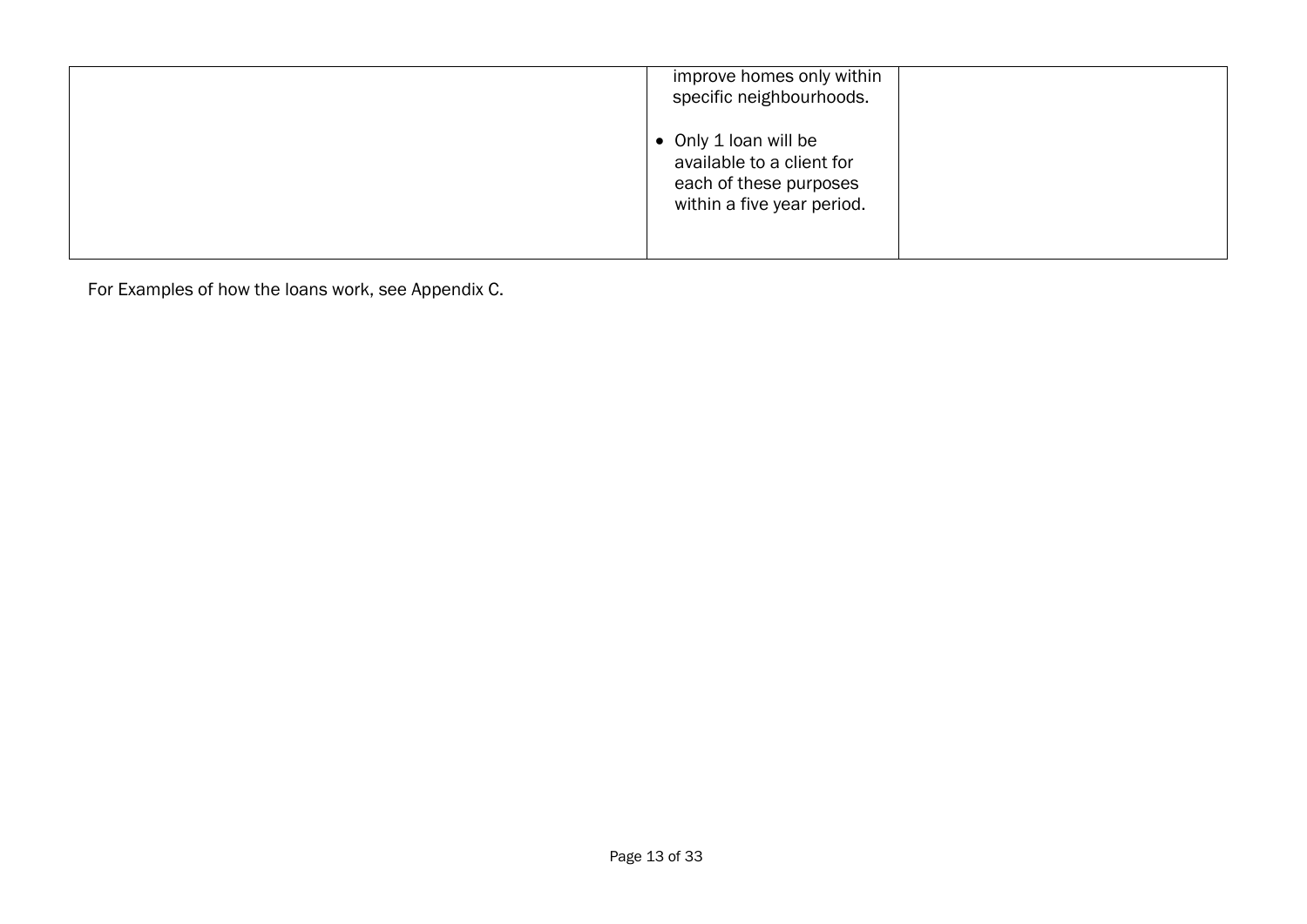| | | |
|---|---|---|
| | improve homes only within specific neighbourhoods.<br><br>• Only 1 loan will be available to a client for each of these purposes within a five year period. | |

For Examples of how the loans work, see Appendix C.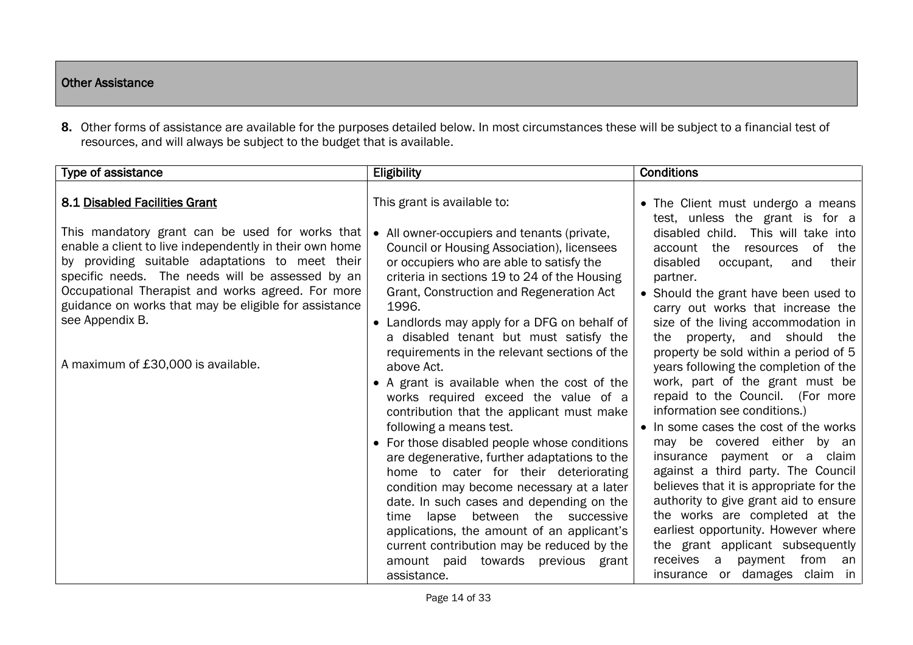## Other Assistance

**8.** Other forms of assistance are available for the purposes detailed below. In most circumstances these will be subject to a financial test of resources, and will always be subject to the budget that is available.

| Type of assistance | Eligibility | Conditions |
|---|---|---|
| **8.1 Disabled Facilities Grant**<br><br>This mandatory grant can be used for works that enable a client to live independently in their own home by providing suitable adaptations to meet their specific needs. The needs will be assessed by an Occupational Therapist and works agreed. For more guidance on works that may be eligible for assistance see Appendix B.<br><br>A maximum of £30,000 is available. | This grant is available to:<br><br>• All owner-occupiers and tenants (private, Council or Housing Association), licensees or occupiers who are able to satisfy the criteria in sections 19 to 24 of the Housing Grant, Construction and Regeneration Act 1996.<br>• Landlords may apply for a DFG on behalf of a disabled tenant but must satisfy the requirements in the relevant sections of the above Act.<br>• A grant is available when the cost of the works required exceed the value of a contribution that the applicant must make following a means test.<br>• For those disabled people whose conditions are degenerative, further adaptations to the home to cater for their deteriorating condition may become necessary at a later date. In such cases and depending on the time lapse between the successive applications, the amount of an applicant's current contribution may be reduced by the amount paid towards previous grant assistance. | • The Client must undergo a means test, unless the grant is for a disabled child. This will take into account the resources of the disabled occupant, and their partner.<br>• Should the grant have been used to carry out works that increase the size of the living accommodation in the property, and should the property be sold within a period of 5 years following the completion of the work, part of the grant must be repaid to the Council. (For more information see conditions.)<br>• In some cases the cost of the works may be covered either by an insurance payment or a claim against a third party. The Council believes that it is appropriate for the authority to give grant aid to ensure the works are completed at the earliest opportunity. However where the grant applicant subsequently receives a payment from an insurance or damages claim in |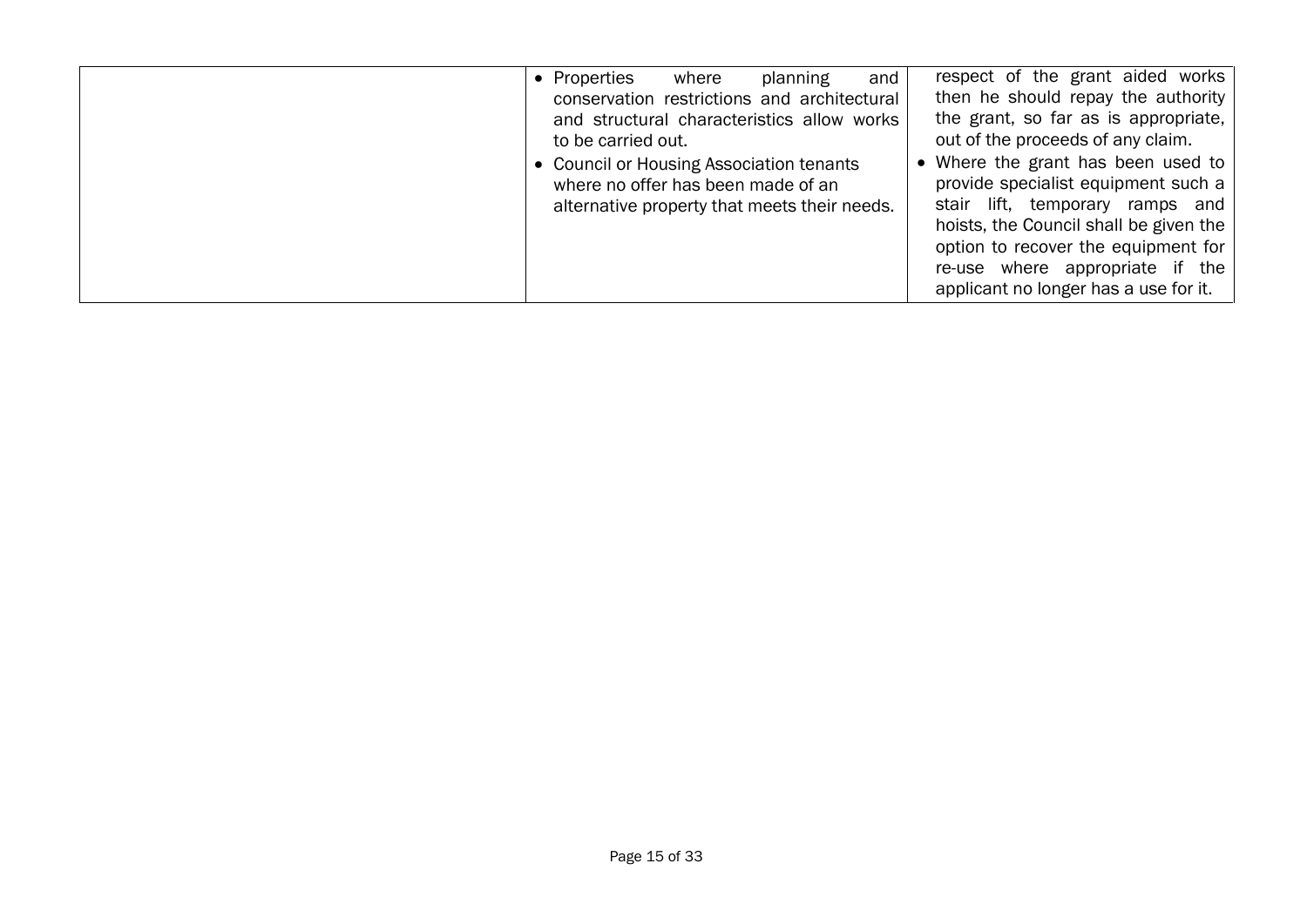| | | |
|---|---|---|
| | • Properties where planning and conservation restrictions and architectural and structural characteristics allow works to be carried out.<br>• Council or Housing Association tenants where no offer has been made of an alternative property that meets their needs. | respect of the grant aided works then he should repay the authority the grant, so far as is appropriate, out of the proceeds of any claim.<br>• Where the grant has been used to provide specialist equipment such a stair lift, temporary ramps and hoists, the Council shall be given the option to recover the equipment for re-use where appropriate if the applicant no longer has a use for it. |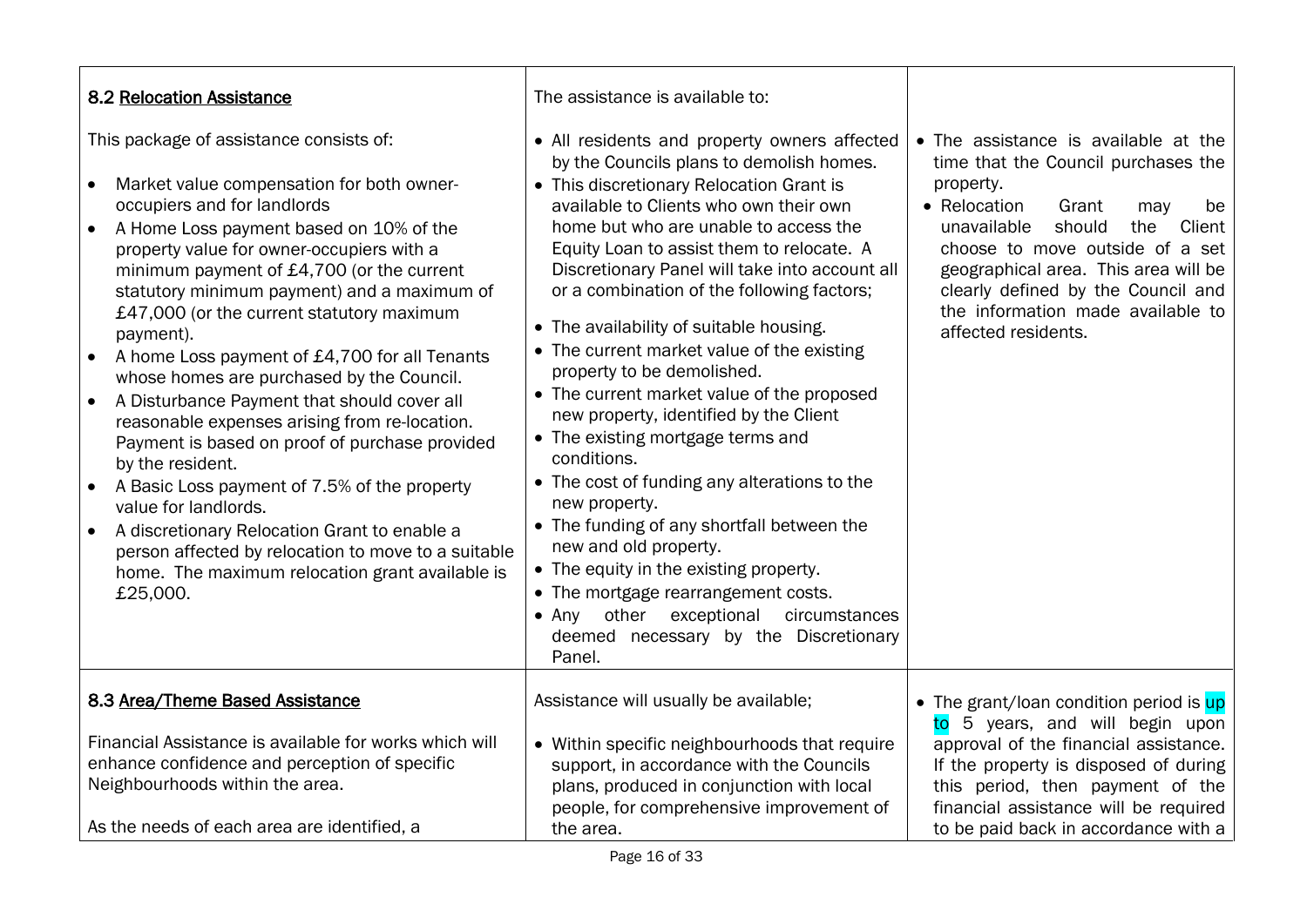| | | |
|---|---|---|
| **8.2 <u>Relocation Assistance</u>**<br><br>This package of assistance consists of:<br><br>• Market value compensation for both owner-occupiers and for landlords<br>• A Home Loss payment based on 10% of the property value for owner-occupiers with a minimum payment of £4,700 (or the current statutory minimum payment) and a maximum of £47,000 (or the current statutory maximum payment).<br>• A home Loss payment of £4,700 for all Tenants whose homes are purchased by the Council.<br>• A Disturbance Payment that should cover all reasonable expenses arising from re-location. Payment is based on proof of purchase provided by the resident.<br>• A Basic Loss payment of 7.5% of the property value for landlords.<br>• A discretionary Relocation Grant to enable a person affected by relocation to move to a suitable home. The maximum relocation grant available is £25,000. | The assistance is available to:<br><br>• All residents and property owners affected by the Councils plans to demolish homes.<br>• This discretionary Relocation Grant is available to Clients who own their own home but who are unable to access the Equity Loan to assist them to relocate. A Discretionary Panel will take into account all or a combination of the following factors;<br><br>• The availability of suitable housing.<br>• The current market value of the existing property to be demolished.<br>• The current market value of the proposed new property, identified by the Client<br>• The existing mortgage terms and conditions.<br>• The cost of funding any alterations to the new property.<br>• The funding of any shortfall between the new and old property.<br>• The equity in the existing property.<br>• The mortgage rearrangement costs.<br>• Any other exceptional circumstances deemed necessary by the Discretionary Panel. | • The assistance is available at the time that the Council purchases the property.<br>• Relocation Grant may be unavailable should the Client choose to move outside of a set geographical area. This area will be clearly defined by the Council and the information made available to affected residents. |
| **8.3 <u>Area/Theme Based Assistance</u>**<br><br>Financial Assistance is available for works which will enhance confidence and perception of specific Neighbourhoods within the area.<br><br>As the needs of each area are identified, a | Assistance will usually be available;<br><br>• Within specific neighbourhoods that require support, in accordance with the Councils plans, produced in conjunction with local people, for comprehensive improvement of the area. | • The grant/loan condition period is up to 5 years, and will begin upon approval of the financial assistance. If the property is disposed of during this period, then payment of the financial assistance will be required to be paid back in accordance with a |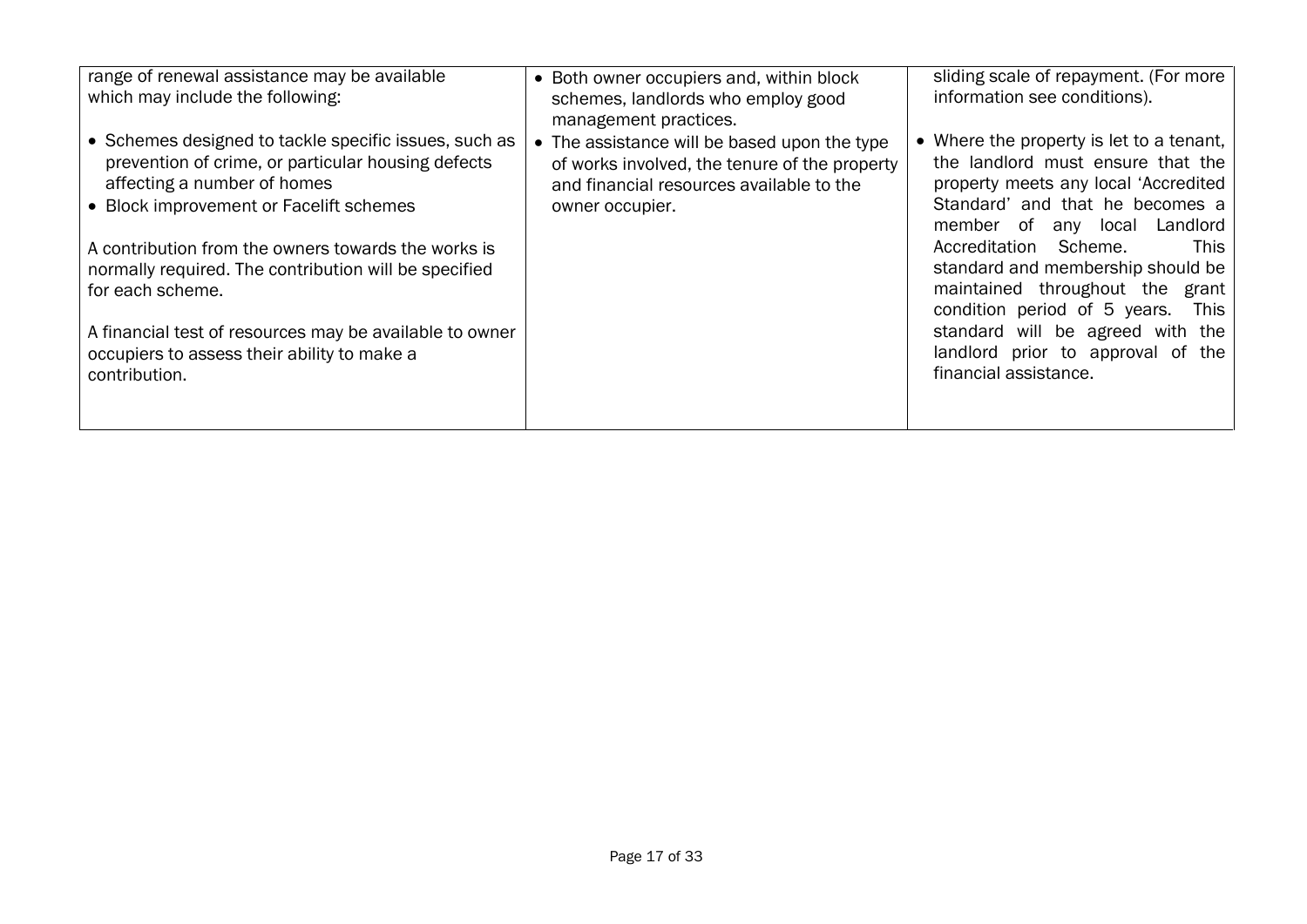| | | |
|---|---|---|
| range of renewal assistance may be available which may include the following:<br><br>• Schemes designed to tackle specific issues, such as prevention of crime, or particular housing defects affecting a number of homes<br>• Block improvement or Facelift schemes<br><br>A contribution from the owners towards the works is normally required. The contribution will be specified for each scheme.<br><br>A financial test of resources may be available to owner occupiers to assess their ability to make a contribution. | • Both owner occupiers and, within block schemes, landlords who employ good management practices.<br>• The assistance will be based upon the type of works involved, the tenure of the property and financial resources available to the owner occupier. | sliding scale of repayment. (For more information see conditions).<br><br>• Where the property is let to a tenant, the landlord must ensure that the property meets any local 'Accredited Standard' and that he becomes a member of any local Landlord Accreditation Scheme. This standard and membership should be maintained throughout the grant condition period of 5 years. This standard will be agreed with the landlord prior to approval of the financial assistance. |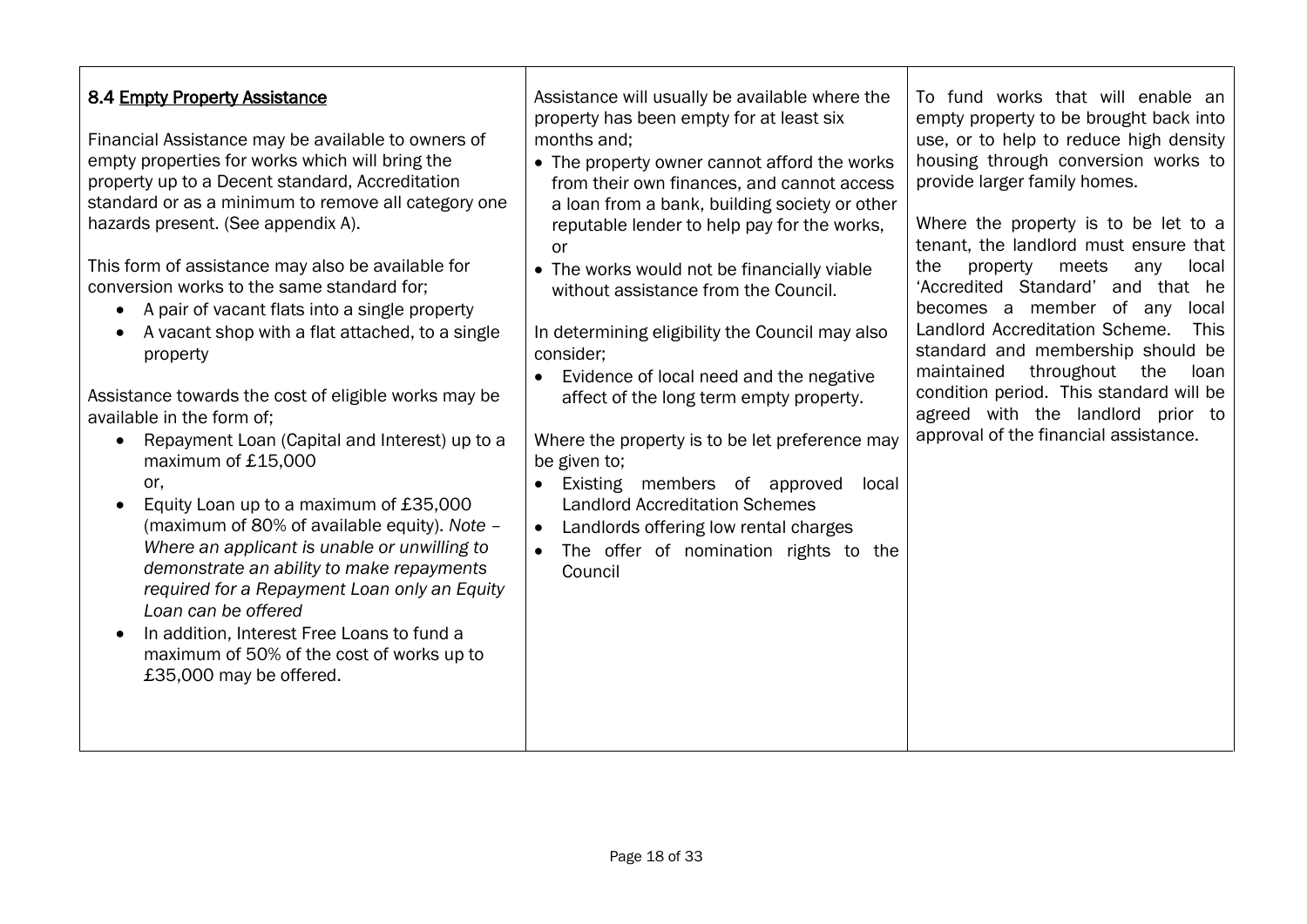| **8.4 Empty Property Assistance**<br><br>Financial Assistance may be available to owners of empty properties for works which will bring the property up to a Decent standard, Accreditation standard or as a minimum to remove all category one hazards present. (See appendix A).<br><br>This form of assistance may also be available for conversion works to the same standard for;<br>• A pair of vacant flats into a single property<br>• A vacant shop with a flat attached, to a single property<br><br>Assistance towards the cost of eligible works may be available in the form of;<br>• Repayment Loan (Capital and Interest) up to a maximum of £15,000<br>or,<br>• Equity Loan up to a maximum of £35,000 (maximum of 80% of available equity). *Note – Where an applicant is unable or unwilling to demonstrate an ability to make repayments required for a Repayment Loan only an Equity Loan can be offered*<br>• In addition, Interest Free Loans to fund a maximum of 50% of the cost of works up to £35,000 may be offered. | Assistance will usually be available where the property has been empty for at least six months and;<br>• The property owner cannot afford the works from their own finances, and cannot access a loan from a bank, building society or other reputable lender to help pay for the works, or<br>• The works would not be financially viable without assistance from the Council.<br><br>In determining eligibility the Council may also consider;<br>• Evidence of local need and the negative affect of the long term empty property.<br><br>Where the property is to be let preference may be given to;<br>• Existing members of approved local Landlord Accreditation Schemes<br>• Landlords offering low rental charges<br>• The offer of nomination rights to the Council | To fund works that will enable an empty property to be brought back into use, or to help to reduce high density housing through conversion works to provide larger family homes.<br><br>Where the property is to be let to a tenant, the landlord must ensure that the property meets any local 'Accredited Standard' and that he becomes a member of any local Landlord Accreditation Scheme. This standard and membership should be maintained throughout the loan condition period. This standard will be agreed with the landlord prior to approval of the financial assistance. |
|---|---|---|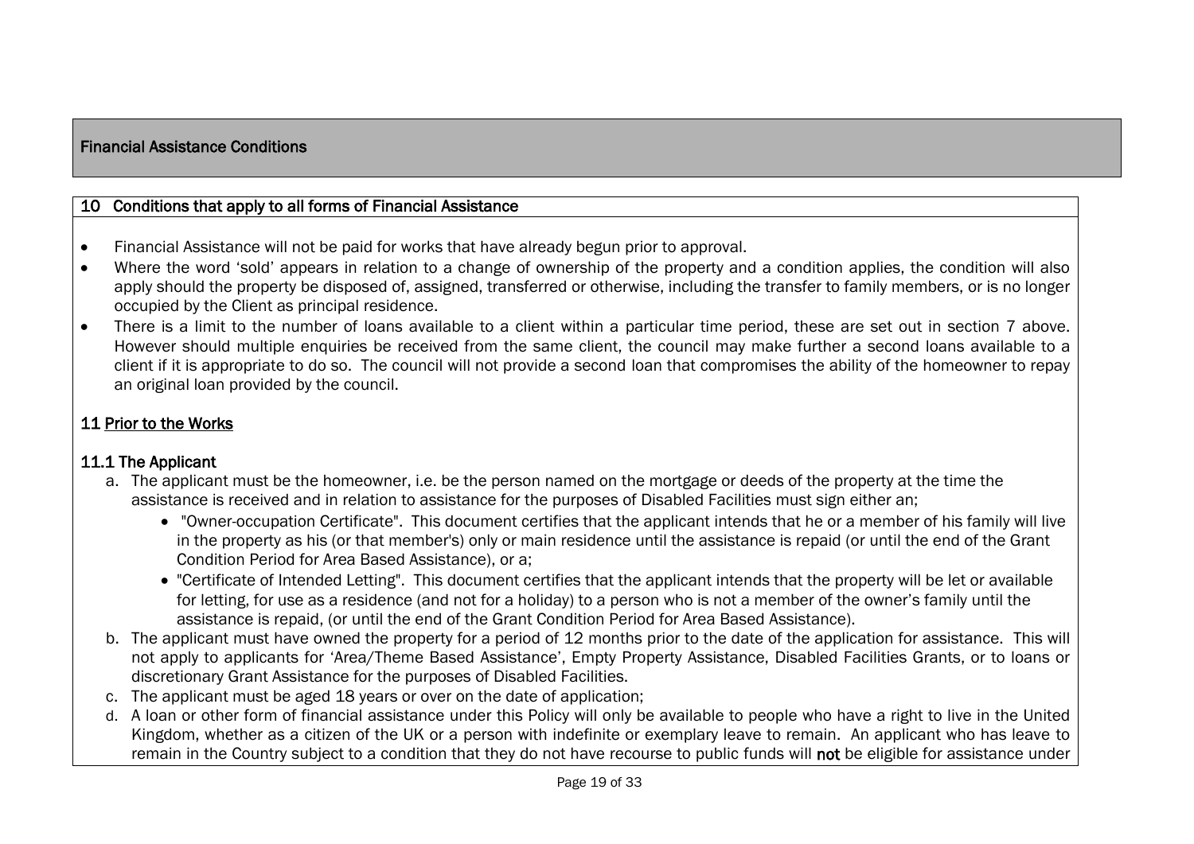## Financial Assistance Conditions

### 10 Conditions that apply to all forms of Financial Assistance

- Financial Assistance will not be paid for works that have already begun prior to approval.
- Where the word 'sold' appears in relation to a change of ownership of the property and a condition applies, the condition will also apply should the property be disposed of, assigned, transferred or otherwise, including the transfer to family members, or is no longer occupied by the Client as principal residence.
- There is a limit to the number of loans available to a client within a particular time period, these are set out in section 7 above. However should multiple enquiries be received from the same client, the council may make further a second loans available to a client if it is appropriate to do so. The council will not provide a second loan that compromises the ability of the homeowner to repay an original loan provided by the council.

### 11 Prior to the Works

#### 11.1 The Applicant

a. The applicant must be the homeowner, i.e. be the person named on the mortgage or deeds of the property at the time the assistance is received and in relation to assistance for the purposes of Disabled Facilities must sign either an;
   - "Owner-occupation Certificate". This document certifies that the applicant intends that he or a member of his family will live in the property as his (or that member's) only or main residence until the assistance is repaid (or until the end of the Grant Condition Period for Area Based Assistance), or a;
   - "Certificate of Intended Letting". This document certifies that the applicant intends that the property will be let or available for letting, for use as a residence (and not for a holiday) to a person who is not a member of the owner's family until the assistance is repaid, (or until the end of the Grant Condition Period for Area Based Assistance).

b. The applicant must have owned the property for a period of 12 months prior to the date of the application for assistance. This will not apply to applicants for 'Area/Theme Based Assistance', Empty Property Assistance, Disabled Facilities Grants, or to loans or discretionary Grant Assistance for the purposes of Disabled Facilities.

c. The applicant must be aged 18 years or over on the date of application;

d. A loan or other form of financial assistance under this Policy will only be available to people who have a right to live in the United Kingdom, whether as a citizen of the UK or a person with indefinite or exemplary leave to remain. An applicant who has leave to remain in the Country subject to a condition that they do not have recourse to public funds will **not** be eligible for assistance under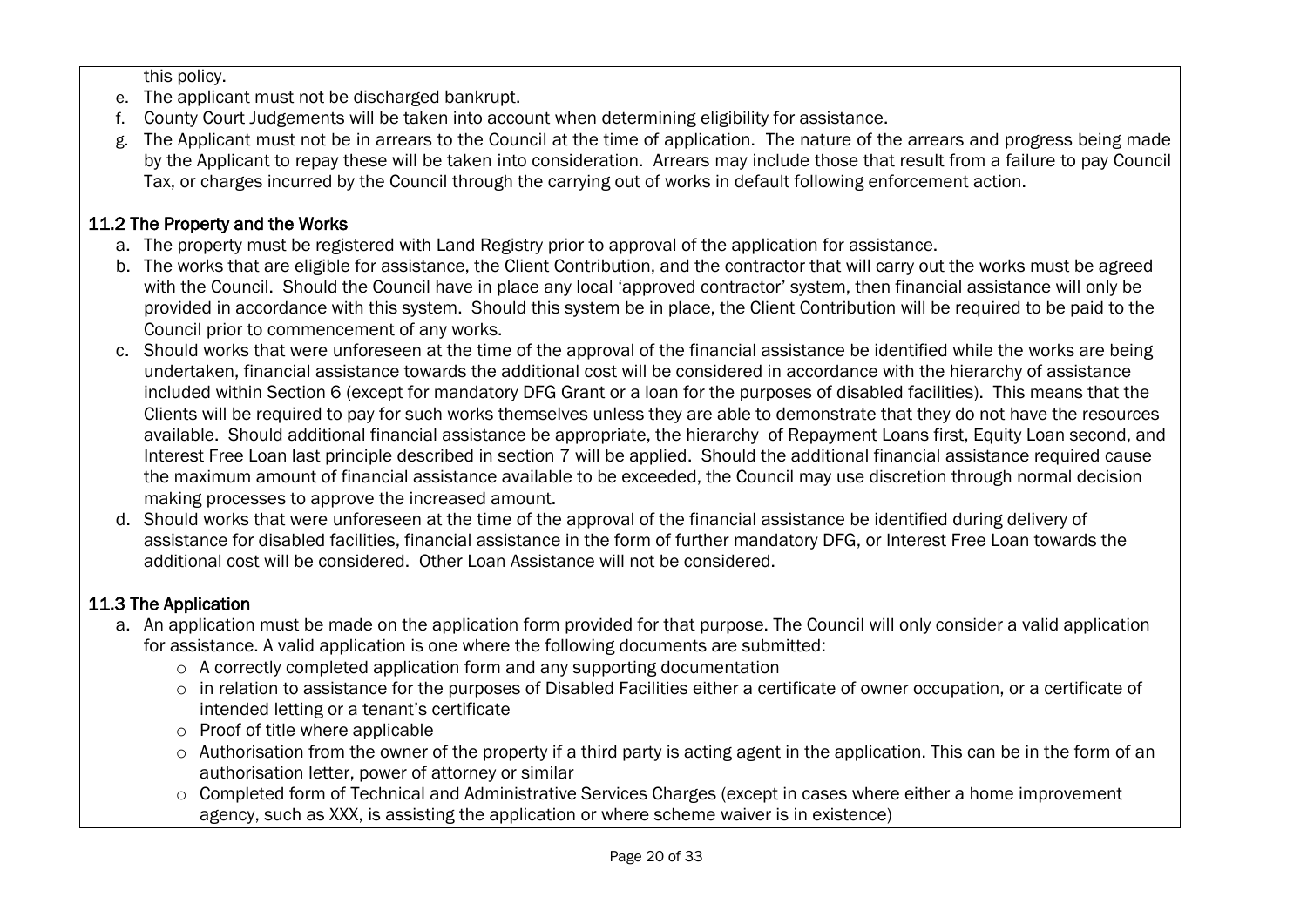this policy.

e. The applicant must not be discharged bankrupt.
f. County Court Judgements will be taken into account when determining eligibility for assistance.
g. The Applicant must not be in arrears to the Council at the time of application. The nature of the arrears and progress being made by the Applicant to repay these will be taken into consideration. Arrears may include those that result from a failure to pay Council Tax, or charges incurred by the Council through the carrying out of works in default following enforcement action.

### 11.2 The Property and the Works

a. The property must be registered with Land Registry prior to approval of the application for assistance.
b. The works that are eligible for assistance, the Client Contribution, and the contractor that will carry out the works must be agreed with the Council. Should the Council have in place any local 'approved contractor' system, then financial assistance will only be provided in accordance with this system. Should this system be in place, the Client Contribution will be required to be paid to the Council prior to commencement of any works.
c. Should works that were unforeseen at the time of the approval of the financial assistance be identified while the works are being undertaken, financial assistance towards the additional cost will be considered in accordance with the hierarchy of assistance included within Section 6 (except for mandatory DFG Grant or a loan for the purposes of disabled facilities). This means that the Clients will be required to pay for such works themselves unless they are able to demonstrate that they do not have the resources available. Should additional financial assistance be appropriate, the hierarchy of Repayment Loans first, Equity Loan second, and Interest Free Loan last principle described in section 7 will be applied. Should the additional financial assistance required cause the maximum amount of financial assistance available to be exceeded, the Council may use discretion through normal decision making processes to approve the increased amount.
d. Should works that were unforeseen at the time of the approval of the financial assistance be identified during delivery of assistance for disabled facilities, financial assistance in the form of further mandatory DFG, or Interest Free Loan towards the additional cost will be considered. Other Loan Assistance will not be considered.

### 11.3 The Application

a. An application must be made on the application form provided for that purpose. The Council will only consider a valid application for assistance. A valid application is one where the following documents are submitted:
   - A correctly completed application form and any supporting documentation
   - in relation to assistance for the purposes of Disabled Facilities either a certificate of owner occupation, or a certificate of intended letting or a tenant's certificate
   - Proof of title where applicable
   - Authorisation from the owner of the property if a third party is acting agent in the application. This can be in the form of an authorisation letter, power of attorney or similar
   - Completed form of Technical and Administrative Services Charges (except in cases where either a home improvement agency, such as XXX, is assisting the application or where scheme waiver is in existence)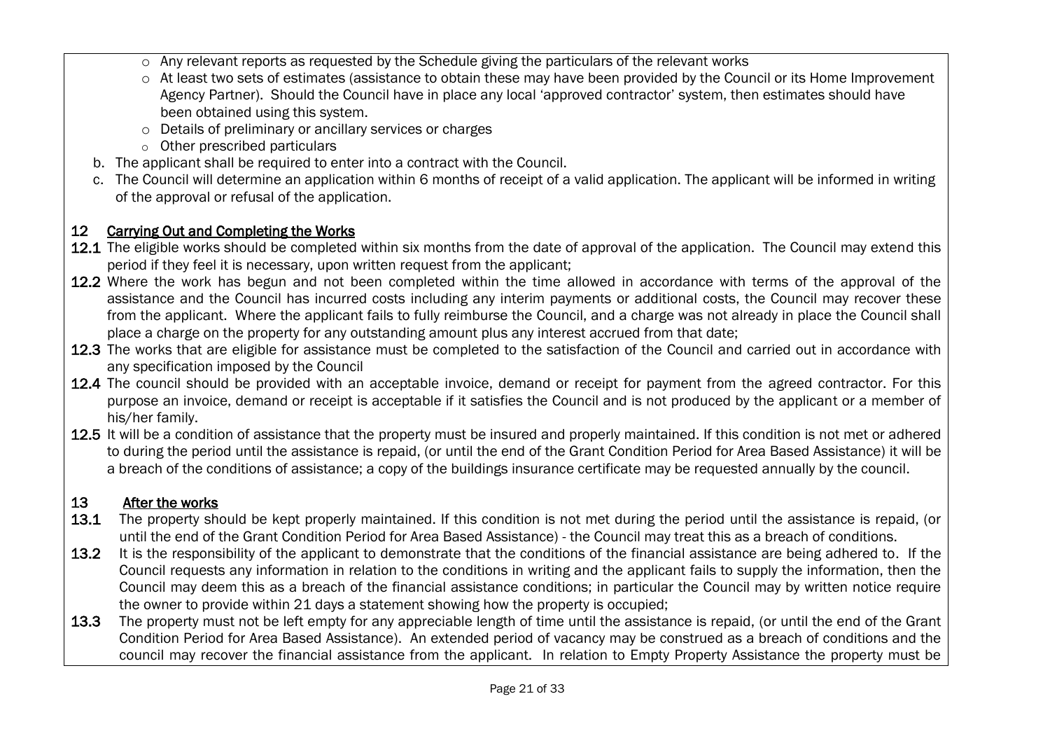- Any relevant reports as requested by the Schedule giving the particulars of the relevant works
    - At least two sets of estimates (assistance to obtain these may have been provided by the Council or its Home Improvement Agency Partner). Should the Council have in place any local 'approved contractor' system, then estimates should have been obtained using this system.
    - Details of preliminary or ancillary services or charges
    - Other prescribed particulars

b. The applicant shall be required to enter into a contract with the Council.

c. The Council will determine an application within 6 months of receipt of a valid application. The applicant will be informed in writing of the approval or refusal of the application.

## 12 Carrying Out and Completing the Works

**12.1** The eligible works should be completed within six months from the date of approval of the application. The Council may extend this period if they feel it is necessary, upon written request from the applicant;

**12.2** Where the work has begun and not been completed within the time allowed in accordance with terms of the approval of the assistance and the Council has incurred costs including any interim payments or additional costs, the Council may recover these from the applicant. Where the applicant fails to fully reimburse the Council, and a charge was not already in place the Council shall place a charge on the property for any outstanding amount plus any interest accrued from that date;

**12.3** The works that are eligible for assistance must be completed to the satisfaction of the Council and carried out in accordance with any specification imposed by the Council

**12.4** The council should be provided with an acceptable invoice, demand or receipt for payment from the agreed contractor. For this purpose an invoice, demand or receipt is acceptable if it satisfies the Council and is not produced by the applicant or a member of his/her family.

**12.5** It will be a condition of assistance that the property must be insured and properly maintained. If this condition is not met or adhered to during the period until the assistance is repaid, (or until the end of the Grant Condition Period for Area Based Assistance) it will be a breach of the conditions of assistance; a copy of the buildings insurance certificate may be requested annually by the council.

## 13 After the works

**13.1** The property should be kept properly maintained. If this condition is not met during the period until the assistance is repaid, (or until the end of the Grant Condition Period for Area Based Assistance) - the Council may treat this as a breach of conditions.

**13.2** It is the responsibility of the applicant to demonstrate that the conditions of the financial assistance are being adhered to. If the Council requests any information in relation to the conditions in writing and the applicant fails to supply the information, then the Council may deem this as a breach of the financial assistance conditions; in particular the Council may by written notice require the owner to provide within 21 days a statement showing how the property is occupied;

**13.3** The property must not be left empty for any appreciable length of time until the assistance is repaid, (or until the end of the Grant Condition Period for Area Based Assistance). An extended period of vacancy may be construed as a breach of conditions and the council may recover the financial assistance from the applicant. In relation to Empty Property Assistance the property must be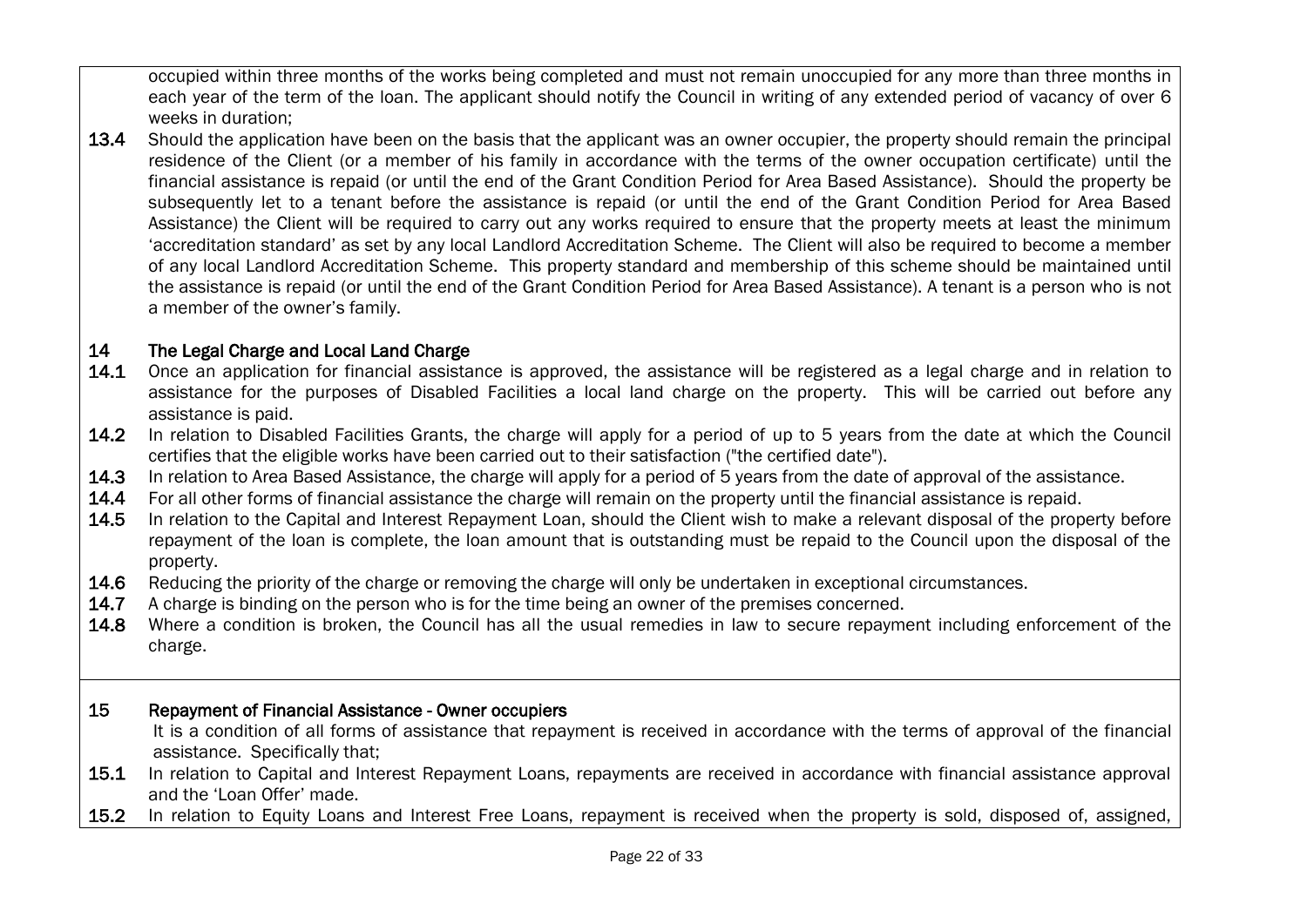occupied within three months of the works being completed and must not remain unoccupied for any more than three months in each year of the term of the loan. The applicant should notify the Council in writing of any extended period of vacancy of over 6 weeks in duration;

**13.4** Should the application have been on the basis that the applicant was an owner occupier, the property should remain the principal residence of the Client (or a member of his family in accordance with the terms of the owner occupation certificate) until the financial assistance is repaid (or until the end of the Grant Condition Period for Area Based Assistance). Should the property be subsequently let to a tenant before the assistance is repaid (or until the end of the Grant Condition Period for Area Based Assistance) the Client will be required to carry out any works required to ensure that the property meets at least the minimum 'accreditation standard' as set by any local Landlord Accreditation Scheme. The Client will also be required to become a member of any local Landlord Accreditation Scheme. This property standard and membership of this scheme should be maintained until the assistance is repaid (or until the end of the Grant Condition Period for Area Based Assistance). A tenant is a person who is not a member of the owner's family.

## 14 The Legal Charge and Local Land Charge

**14.1** Once an application for financial assistance is approved, the assistance will be registered as a legal charge and in relation to assistance for the purposes of Disabled Facilities a local land charge on the property. This will be carried out before any assistance is paid.

**14.2** In relation to Disabled Facilities Grants, the charge will apply for a period of up to 5 years from the date at which the Council certifies that the eligible works have been carried out to their satisfaction ("the certified date").

**14.3** In relation to Area Based Assistance, the charge will apply for a period of 5 years from the date of approval of the assistance.

**14.4** For all other forms of financial assistance the charge will remain on the property until the financial assistance is repaid.

**14.5** In relation to the Capital and Interest Repayment Loan, should the Client wish to make a relevant disposal of the property before repayment of the loan is complete, the loan amount that is outstanding must be repaid to the Council upon the disposal of the property.

**14.6** Reducing the priority of the charge or removing the charge will only be undertaken in exceptional circumstances.

**14.7** A charge is binding on the person who is for the time being an owner of the premises concerned.

**14.8** Where a condition is broken, the Council has all the usual remedies in law to secure repayment including enforcement of the charge.

## 15 Repayment of Financial Assistance - Owner occupiers

It is a condition of all forms of assistance that repayment is received in accordance with the terms of approval of the financial assistance. Specifically that;

**15.1** In relation to Capital and Interest Repayment Loans, repayments are received in accordance with financial assistance approval and the 'Loan Offer' made.

**15.2** In relation to Equity Loans and Interest Free Loans, repayment is received when the property is sold, disposed of, assigned,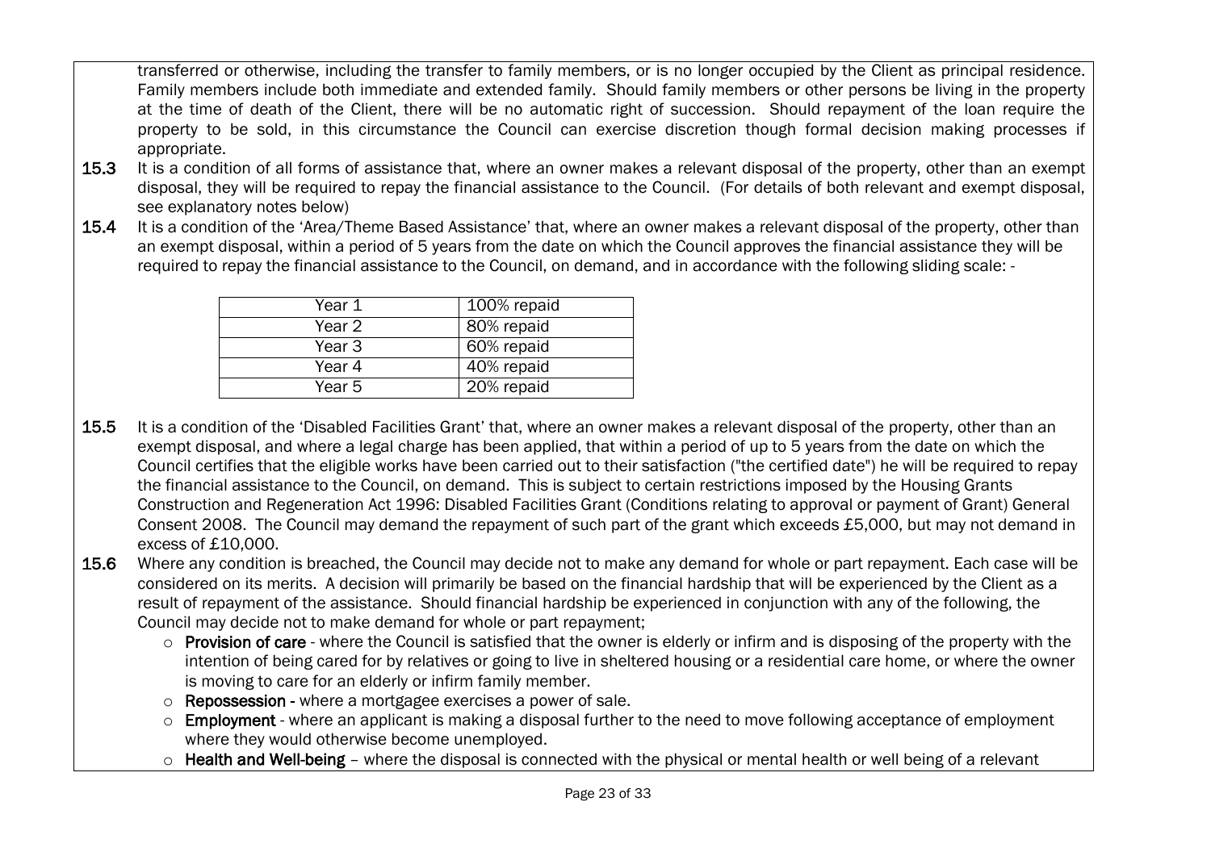transferred or otherwise, including the transfer to family members, or is no longer occupied by the Client as principal residence. Family members include both immediate and extended family. Should family members or other persons be living in the property at the time of death of the Client, there will be no automatic right of succession. Should repayment of the loan require the property to be sold, in this circumstance the Council can exercise discretion though formal decision making processes if appropriate.

**15.3** It is a condition of all forms of assistance that, where an owner makes a relevant disposal of the property, other than an exempt disposal, they will be required to repay the financial assistance to the Council. (For details of both relevant and exempt disposal, see explanatory notes below)

**15.4** It is a condition of the 'Area/Theme Based Assistance' that, where an owner makes a relevant disposal of the property, other than an exempt disposal, within a period of 5 years from the date on which the Council approves the financial assistance they will be required to repay the financial assistance to the Council, on demand, and in accordance with the following sliding scale: -

| | |
|---|---|
| Year 1 | 100% repaid |
| Year 2 | 80% repaid |
| Year 3 | 60% repaid |
| Year 4 | 40% repaid |
| Year 5 | 20% repaid |

**15.5** It is a condition of the 'Disabled Facilities Grant' that, where an owner makes a relevant disposal of the property, other than an exempt disposal, and where a legal charge has been applied, that within a period of up to 5 years from the date on which the Council certifies that the eligible works have been carried out to their satisfaction ("the certified date") he will be required to repay the financial assistance to the Council, on demand. This is subject to certain restrictions imposed by the Housing Grants Construction and Regeneration Act 1996: Disabled Facilities Grant (Conditions relating to approval or payment of Grant) General Consent 2008. The Council may demand the repayment of such part of the grant which exceeds £5,000, but may not demand in excess of £10,000.

**15.6** Where any condition is breached, the Council may decide not to make any demand for whole or part repayment. Each case will be considered on its merits. A decision will primarily be based on the financial hardship that will be experienced by the Client as a result of repayment of the assistance. Should financial hardship be experienced in conjunction with any of the following, the Council may decide not to make demand for whole or part repayment;

- **Provision of care** - where the Council is satisfied that the owner is elderly or infirm and is disposing of the property with the intention of being cared for by relatives or going to live in sheltered housing or a residential care home, or where the owner is moving to care for an elderly or infirm family member.
- **Repossession -** where a mortgagee exercises a power of sale.
- **Employment** - where an applicant is making a disposal further to the need to move following acceptance of employment where they would otherwise become unemployed.
- **Health and Well-being** – where the disposal is connected with the physical or mental health or well being of a relevant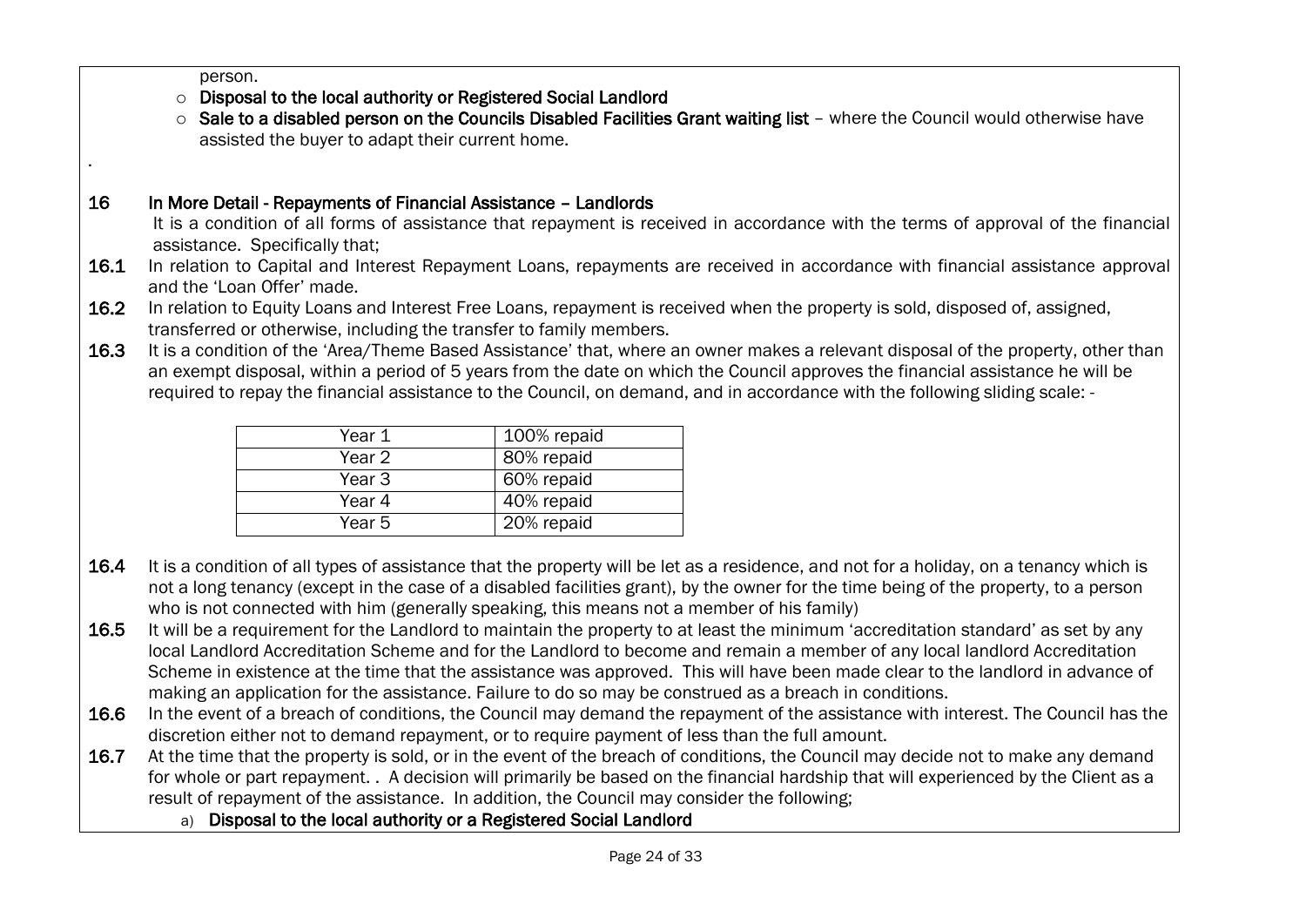person.

- **Disposal to the local authority or Registered Social Landlord**
- **Sale to a disabled person on the Councils Disabled Facilities Grant waiting list** – where the Council would otherwise have assisted the buyer to adapt their current home.

.

## 16 In More Detail - Repayments of Financial Assistance – Landlords

It is a condition of all forms of assistance that repayment is received in accordance with the terms of approval of the financial assistance. Specifically that;

**16.1** In relation to Capital and Interest Repayment Loans, repayments are received in accordance with financial assistance approval and the 'Loan Offer' made.

**16.2** In relation to Equity Loans and Interest Free Loans, repayment is received when the property is sold, disposed of, assigned, transferred or otherwise, including the transfer to family members.

**16.3** It is a condition of the 'Area/Theme Based Assistance' that, where an owner makes a relevant disposal of the property, other than an exempt disposal, within a period of 5 years from the date on which the Council approves the financial assistance he will be required to repay the financial assistance to the Council, on demand, and in accordance with the following sliding scale: -

| Year 1 | 100% repaid |
|---|---|
| Year 2 | 80% repaid |
| Year 3 | 60% repaid |
| Year 4 | 40% repaid |
| Year 5 | 20% repaid |

**16.4** It is a condition of all types of assistance that the property will be let as a residence, and not for a holiday, on a tenancy which is not a long tenancy (except in the case of a disabled facilities grant), by the owner for the time being of the property, to a person who is not connected with him (generally speaking, this means not a member of his family)

**16.5** It will be a requirement for the Landlord to maintain the property to at least the minimum 'accreditation standard' as set by any local Landlord Accreditation Scheme and for the Landlord to become and remain a member of any local landlord Accreditation Scheme in existence at the time that the assistance was approved. This will have been made clear to the landlord in advance of making an application for the assistance. Failure to do so may be construed as a breach in conditions.

**16.6** In the event of a breach of conditions, the Council may demand the repayment of the assistance with interest. The Council has the discretion either not to demand repayment, or to require payment of less than the full amount.

**16.7** At the time that the property is sold, or in the event of the breach of conditions, the Council may decide not to make any demand for whole or part repayment. . A decision will primarily be based on the financial hardship that will experienced by the Client as a result of repayment of the assistance. In addition, the Council may consider the following;

a) **Disposal to the local authority or a Registered Social Landlord**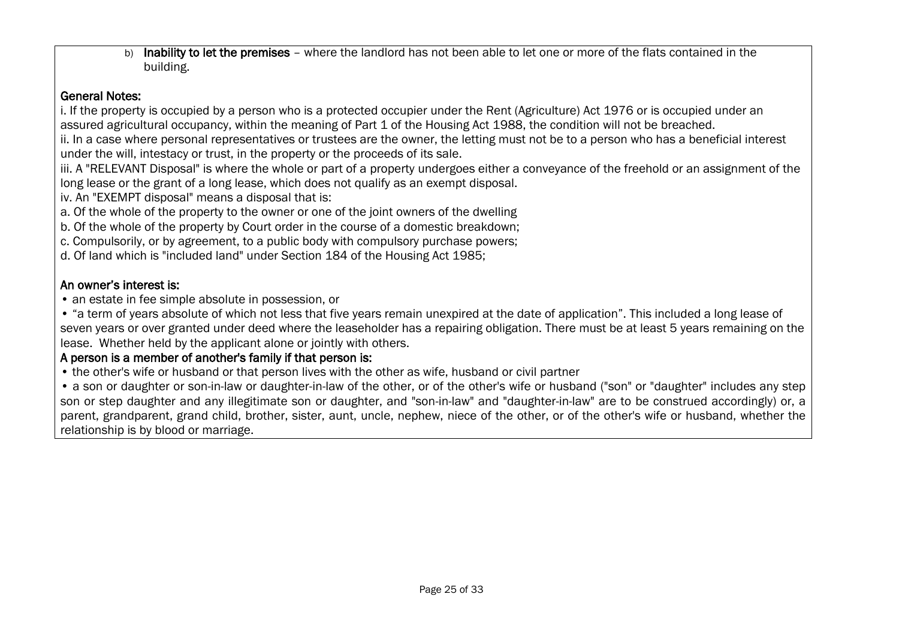b) **Inability to let the premises** – where the landlord has not been able to let one or more of the flats contained in the building.

**General Notes:**

i. If the property is occupied by a person who is a protected occupier under the Rent (Agriculture) Act 1976 or is occupied under an assured agricultural occupancy, within the meaning of Part 1 of the Housing Act 1988, the condition will not be breached.

ii. In a case where personal representatives or trustees are the owner, the letting must not be to a person who has a beneficial interest under the will, intestacy or trust, in the property or the proceeds of its sale.

iii. A "RELEVANT Disposal" is where the whole or part of a property undergoes either a conveyance of the freehold or an assignment of the long lease or the grant of a long lease, which does not qualify as an exempt disposal.

iv. An "EXEMPT disposal" means a disposal that is:

a. Of the whole of the property to the owner or one of the joint owners of the dwelling

b. Of the whole of the property by Court order in the course of a domestic breakdown;

c. Compulsorily, or by agreement, to a public body with compulsory purchase powers;

d. Of land which is "included land" under Section 184 of the Housing Act 1985;

**An owner's interest is:**

- an estate in fee simple absolute in possession, or
- "a term of years absolute of which not less that five years remain unexpired at the date of application". This included a long lease of seven years or over granted under deed where the leaseholder has a repairing obligation. There must be at least 5 years remaining on the lease. Whether held by the applicant alone or jointly with others.

**A person is a member of another's family if that person is:**

- the other's wife or husband or that person lives with the other as wife, husband or civil partner
- a son or daughter or son-in-law or daughter-in-law of the other, or of the other's wife or husband ("son" or "daughter" includes any step son or step daughter and any illegitimate son or daughter, and "son-in-law" and "daughter-in-law" are to be construed accordingly) or, a parent, grandparent, grand child, brother, sister, aunt, uncle, nephew, niece of the other, or of the other's wife or husband, whether the relationship is by blood or marriage.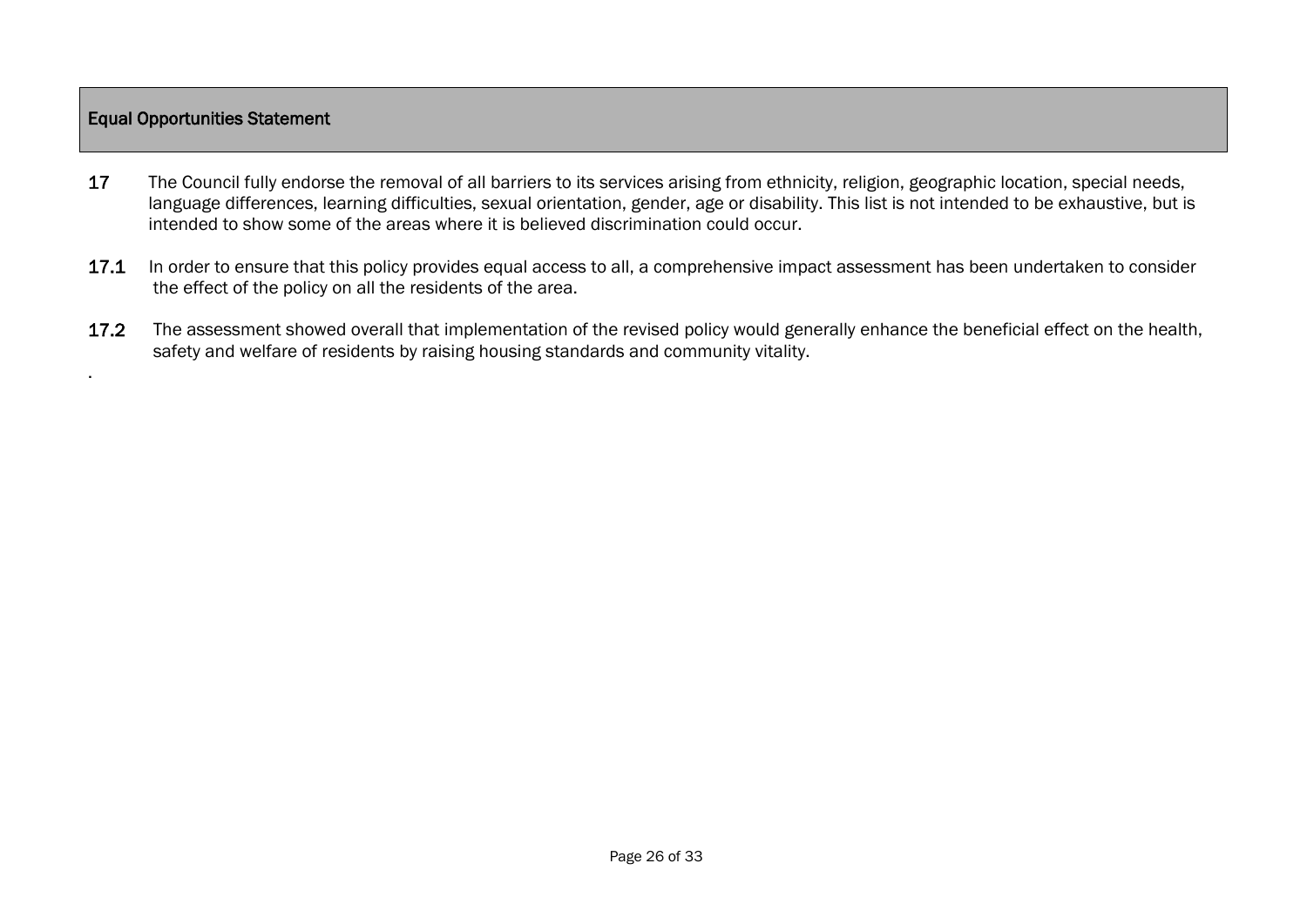## Equal Opportunities Statement

**17** The Council fully endorse the removal of all barriers to its services arising from ethnicity, religion, geographic location, special needs, language differences, learning difficulties, sexual orientation, gender, age or disability. This list is not intended to be exhaustive, but is intended to show some of the areas where it is believed discrimination could occur.

**17.1** In order to ensure that this policy provides equal access to all, a comprehensive impact assessment has been undertaken to consider the effect of the policy on all the residents of the area.

**17.2** The assessment showed overall that implementation of the revised policy would generally enhance the beneficial effect on the health, safety and welfare of residents by raising housing standards and community vitality.

.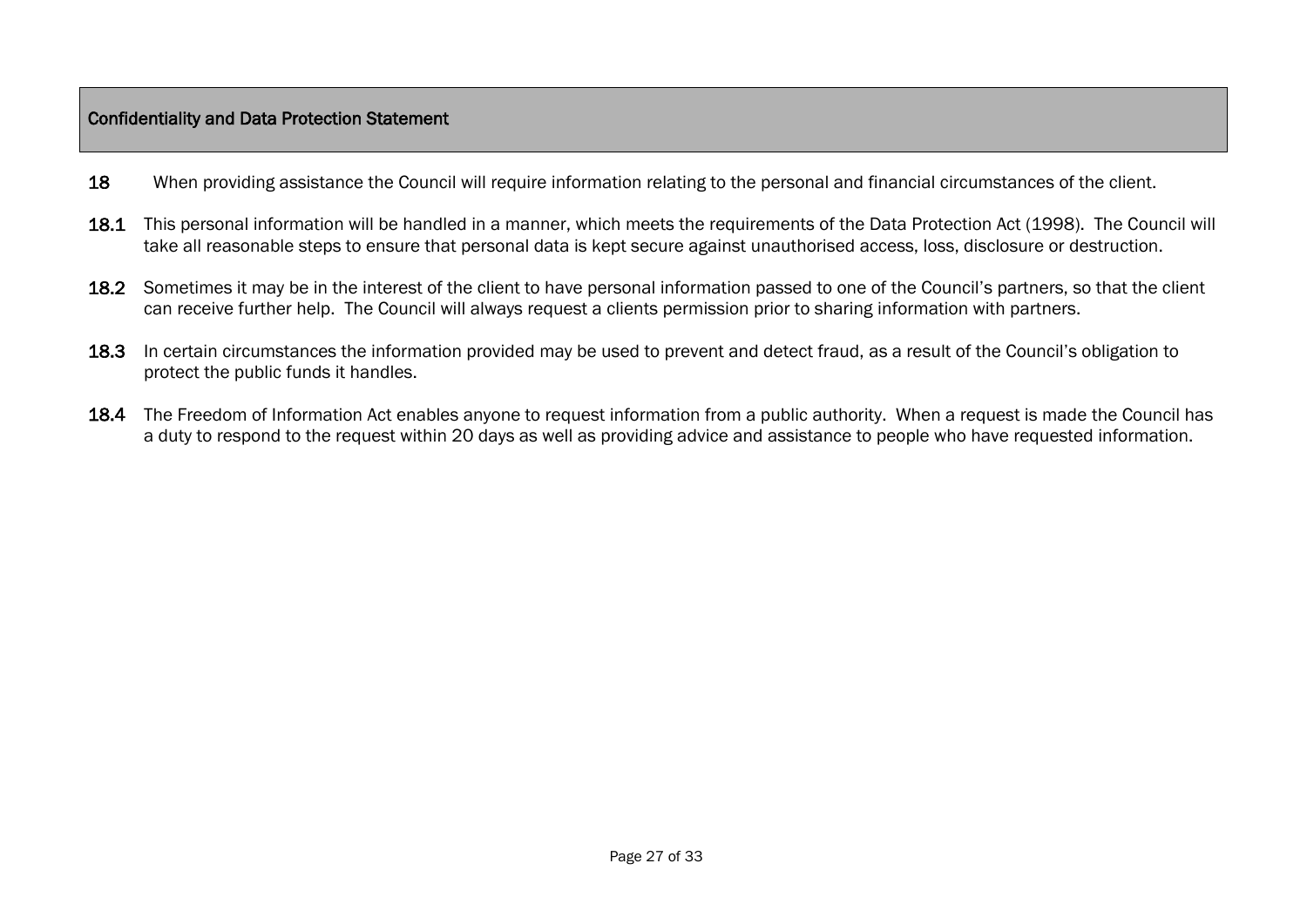## Confidentiality and Data Protection Statement

**18** When providing assistance the Council will require information relating to the personal and financial circumstances of the client.

**18.1** This personal information will be handled in a manner, which meets the requirements of the Data Protection Act (1998). The Council will take all reasonable steps to ensure that personal data is kept secure against unauthorised access, loss, disclosure or destruction.

**18.2** Sometimes it may be in the interest of the client to have personal information passed to one of the Council's partners, so that the client can receive further help. The Council will always request a clients permission prior to sharing information with partners.

**18.3** In certain circumstances the information provided may be used to prevent and detect fraud, as a result of the Council's obligation to protect the public funds it handles.

**18.4** The Freedom of Information Act enables anyone to request information from a public authority. When a request is made the Council has a duty to respond to the request within 20 days as well as providing advice and assistance to people who have requested information.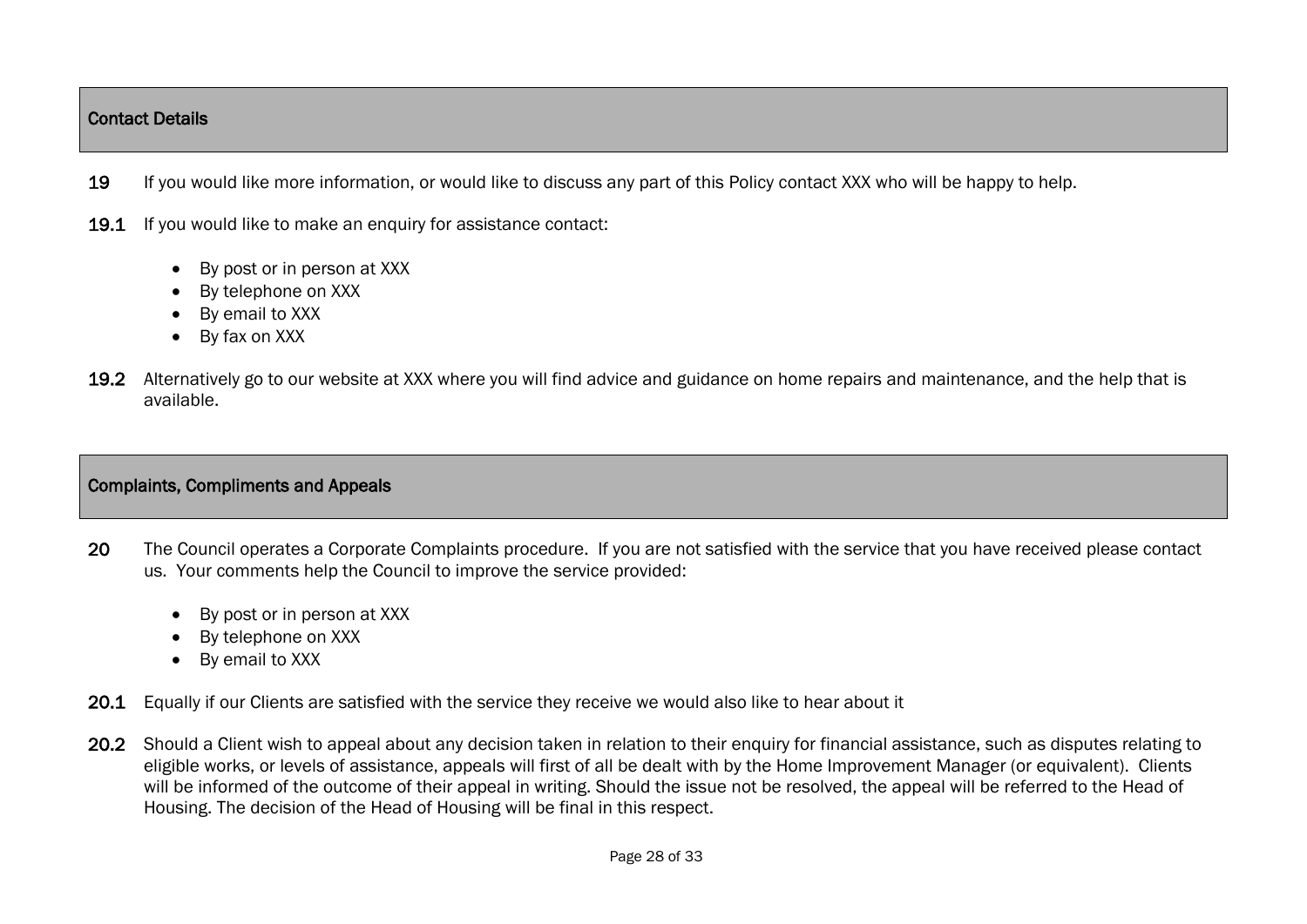## Contact Details

**19** If you would like more information, or would like to discuss any part of this Policy contact XXX who will be happy to help.

**19.1** If you would like to make an enquiry for assistance contact:

- By post or in person at XXX
- By telephone on XXX
- By email to XXX
- By fax on XXX

**19.2** Alternatively go to our website at XXX where you will find advice and guidance on home repairs and maintenance, and the help that is available.

## Complaints, Compliments and Appeals

**20** The Council operates a Corporate Complaints procedure. If you are not satisfied with the service that you have received please contact us. Your comments help the Council to improve the service provided:

- By post or in person at XXX
- By telephone on XXX
- By email to XXX

**20.1** Equally if our Clients are satisfied with the service they receive we would also like to hear about it

**20.2** Should a Client wish to appeal about any decision taken in relation to their enquiry for financial assistance, such as disputes relating to eligible works, or levels of assistance, appeals will first of all be dealt with by the Home Improvement Manager (or equivalent). Clients will be informed of the outcome of their appeal in writing. Should the issue not be resolved, the appeal will be referred to the Head of Housing. The decision of the Head of Housing will be final in this respect.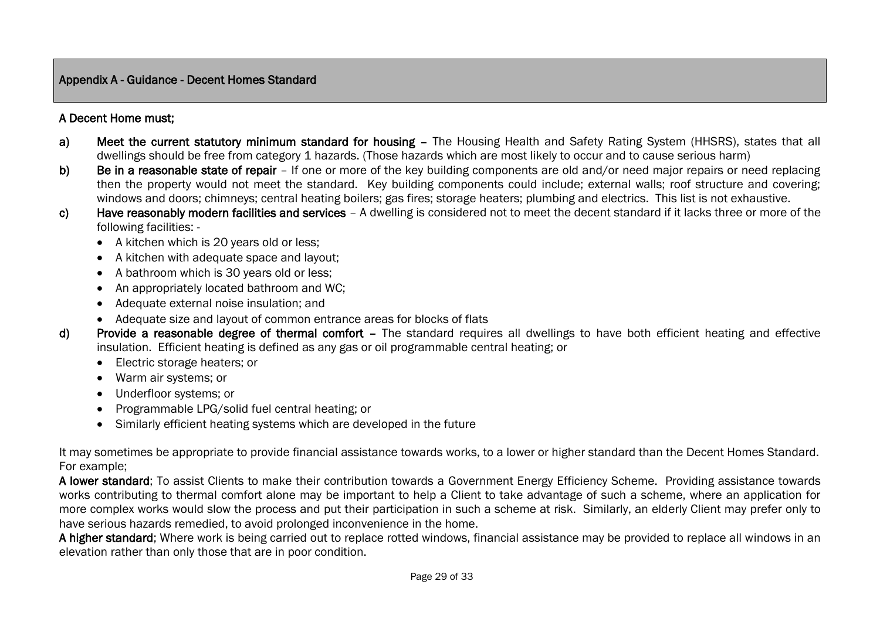## Appendix A - Guidance - Decent Homes Standard

**A Decent Home must;**

**a) Meet the current statutory minimum standard for housing –** The Housing Health and Safety Rating System (HHSRS), states that all dwellings should be free from category 1 hazards. (Those hazards which are most likely to occur and to cause serious harm)

**b) Be in a reasonable state of repair** – If one or more of the key building components are old and/or need major repairs or need replacing then the property would not meet the standard. Key building components could include; external walls; roof structure and covering; windows and doors; chimneys; central heating boilers; gas fires; storage heaters; plumbing and electrics. This list is not exhaustive.

**c) Have reasonably modern facilities and services** – A dwelling is considered not to meet the decent standard if it lacks three or more of the following facilities: -

- A kitchen which is 20 years old or less;
- A kitchen with adequate space and layout;
- A bathroom which is 30 years old or less;
- An appropriately located bathroom and WC;
- Adequate external noise insulation; and
- Adequate size and layout of common entrance areas for blocks of flats

**d) Provide a reasonable degree of thermal comfort –** The standard requires all dwellings to have both efficient heating and effective insulation. Efficient heating is defined as any gas or oil programmable central heating; or

- Electric storage heaters; or
- Warm air systems; or
- Underfloor systems; or
- Programmable LPG/solid fuel central heating; or
- Similarly efficient heating systems which are developed in the future

It may sometimes be appropriate to provide financial assistance towards works, to a lower or higher standard than the Decent Homes Standard. For example;

**A lower standard**; To assist Clients to make their contribution towards a Government Energy Efficiency Scheme. Providing assistance towards works contributing to thermal comfort alone may be important to help a Client to take advantage of such a scheme, where an application for more complex works would slow the process and put their participation in such a scheme at risk. Similarly, an elderly Client may prefer only to have serious hazards remedied, to avoid prolonged inconvenience in the home.

**A higher standard**; Where work is being carried out to replace rotted windows, financial assistance may be provided to replace all windows in an elevation rather than only those that are in poor condition.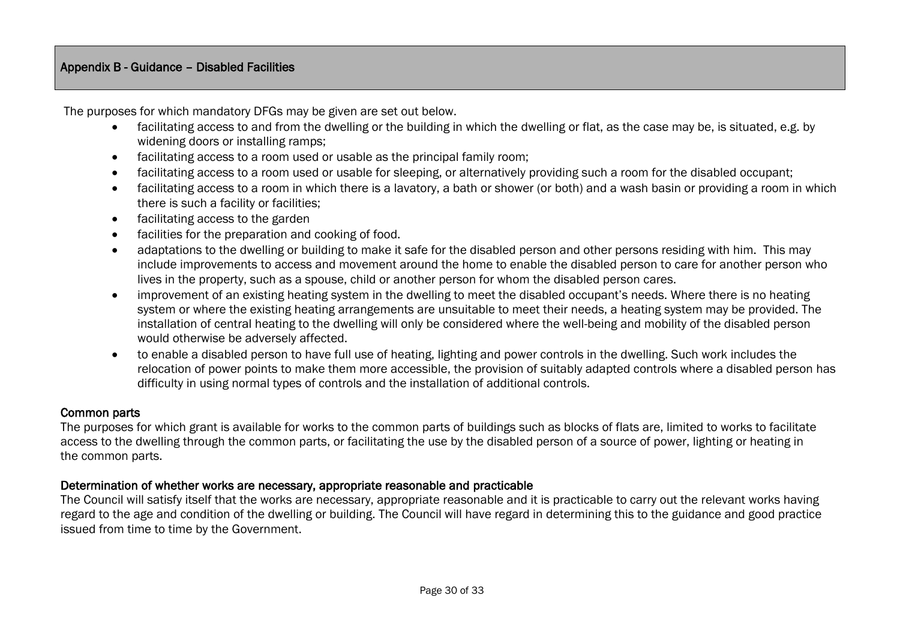## Appendix B - Guidance – Disabled Facilities

The purposes for which mandatory DFGs may be given are set out below.

- facilitating access to and from the dwelling or the building in which the dwelling or flat, as the case may be, is situated, e.g. by widening doors or installing ramps;
- facilitating access to a room used or usable as the principal family room;
- facilitating access to a room used or usable for sleeping, or alternatively providing such a room for the disabled occupant;
- facilitating access to a room in which there is a lavatory, a bath or shower (or both) and a wash basin or providing a room in which there is such a facility or facilities;
- facilitating access to the garden
- facilities for the preparation and cooking of food.
- adaptations to the dwelling or building to make it safe for the disabled person and other persons residing with him. This may include improvements to access and movement around the home to enable the disabled person to care for another person who lives in the property, such as a spouse, child or another person for whom the disabled person cares.
- improvement of an existing heating system in the dwelling to meet the disabled occupant's needs. Where there is no heating system or where the existing heating arrangements are unsuitable to meet their needs, a heating system may be provided. The installation of central heating to the dwelling will only be considered where the well-being and mobility of the disabled person would otherwise be adversely affected.
- to enable a disabled person to have full use of heating, lighting and power controls in the dwelling. Such work includes the relocation of power points to make them more accessible, the provision of suitably adapted controls where a disabled person has difficulty in using normal types of controls and the installation of additional controls.

### Common parts

The purposes for which grant is available for works to the common parts of buildings such as blocks of flats are, limited to works to facilitate access to the dwelling through the common parts, or facilitating the use by the disabled person of a source of power, lighting or heating in the common parts.

### Determination of whether works are necessary, appropriate reasonable and practicable

The Council will satisfy itself that the works are necessary, appropriate reasonable and it is practicable to carry out the relevant works having regard to the age and condition of the dwelling or building. The Council will have regard in determining this to the guidance and good practice issued from time to time by the Government.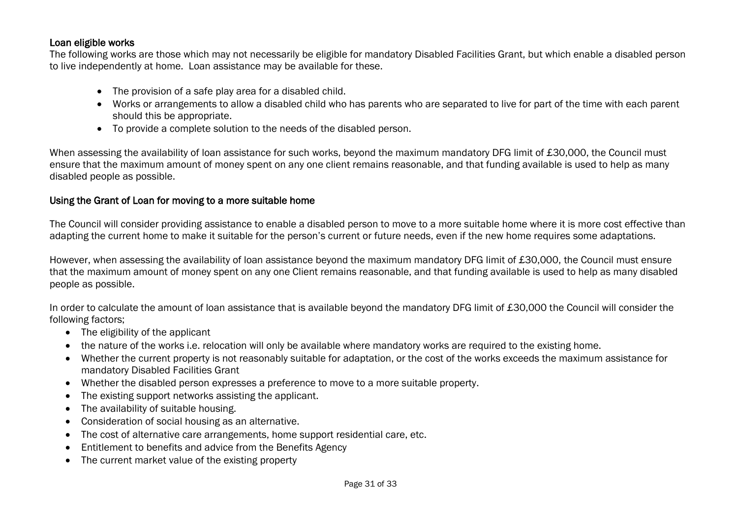**Loan eligible works**

The following works are those which may not necessarily be eligible for mandatory Disabled Facilities Grant, but which enable a disabled person to live independently at home. Loan assistance may be available for these.

- The provision of a safe play area for a disabled child.
- Works or arrangements to allow a disabled child who has parents who are separated to live for part of the time with each parent should this be appropriate.
- To provide a complete solution to the needs of the disabled person.

When assessing the availability of loan assistance for such works, beyond the maximum mandatory DFG limit of £30,000, the Council must ensure that the maximum amount of money spent on any one client remains reasonable, and that funding available is used to help as many disabled people as possible.

**Using the Grant of Loan for moving to a more suitable home**

The Council will consider providing assistance to enable a disabled person to move to a more suitable home where it is more cost effective than adapting the current home to make it suitable for the person's current or future needs, even if the new home requires some adaptations.

However, when assessing the availability of loan assistance beyond the maximum mandatory DFG limit of £30,000, the Council must ensure that the maximum amount of money spent on any one Client remains reasonable, and that funding available is used to help as many disabled people as possible.

In order to calculate the amount of loan assistance that is available beyond the mandatory DFG limit of £30,000 the Council will consider the following factors;

- The eligibility of the applicant
- the nature of the works i.e. relocation will only be available where mandatory works are required to the existing home.
- Whether the current property is not reasonably suitable for adaptation, or the cost of the works exceeds the maximum assistance for mandatory Disabled Facilities Grant
- Whether the disabled person expresses a preference to move to a more suitable property.
- The existing support networks assisting the applicant.
- The availability of suitable housing.
- Consideration of social housing as an alternative.
- The cost of alternative care arrangements, home support residential care, etc.
- Entitlement to benefits and advice from the Benefits Agency
- The current market value of the existing property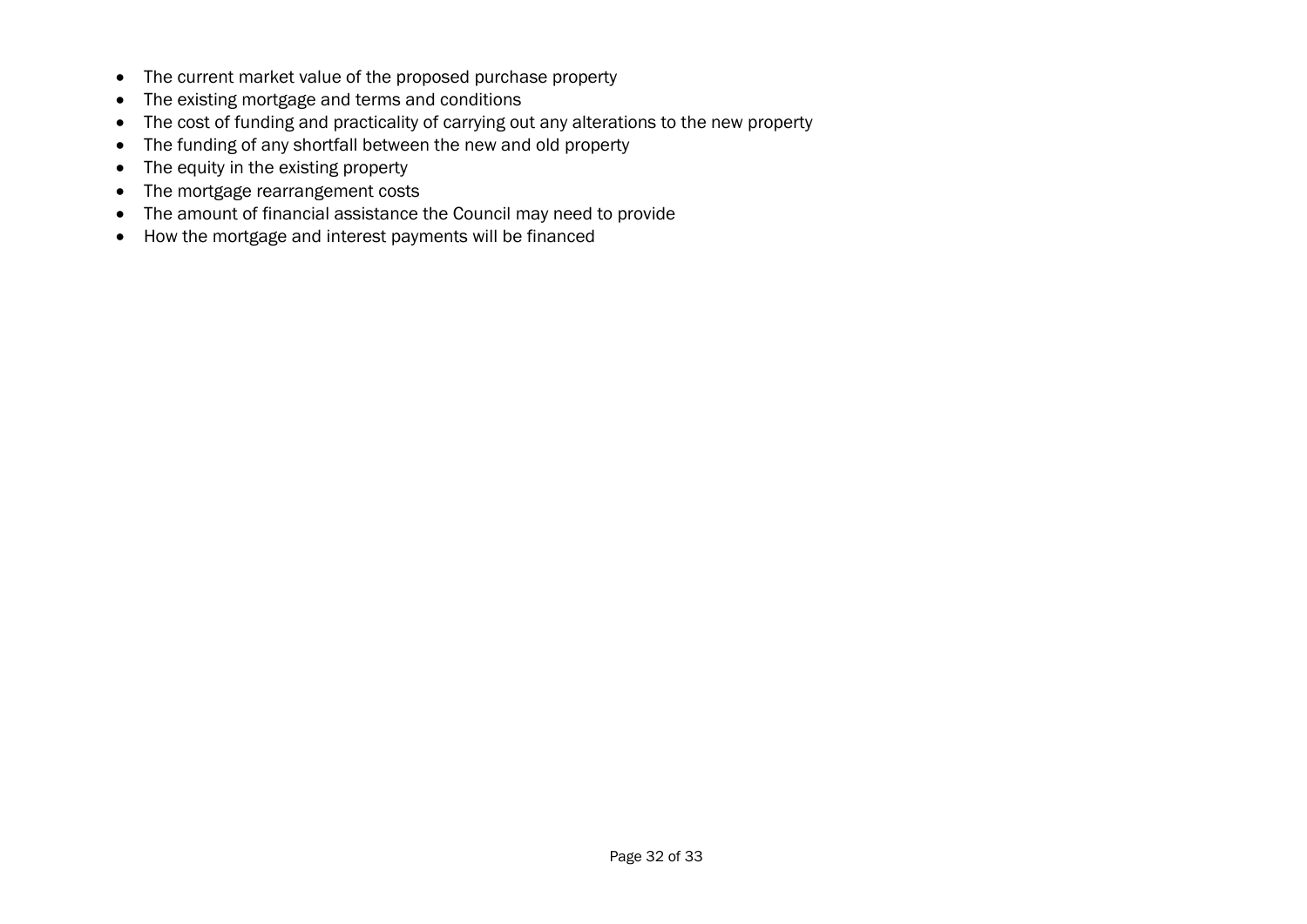- The current market value of the proposed purchase property
- The existing mortgage and terms and conditions
- The cost of funding and practicality of carrying out any alterations to the new property
- The funding of any shortfall between the new and old property
- The equity in the existing property
- The mortgage rearrangement costs
- The amount of financial assistance the Council may need to provide
- How the mortgage and interest payments will be financed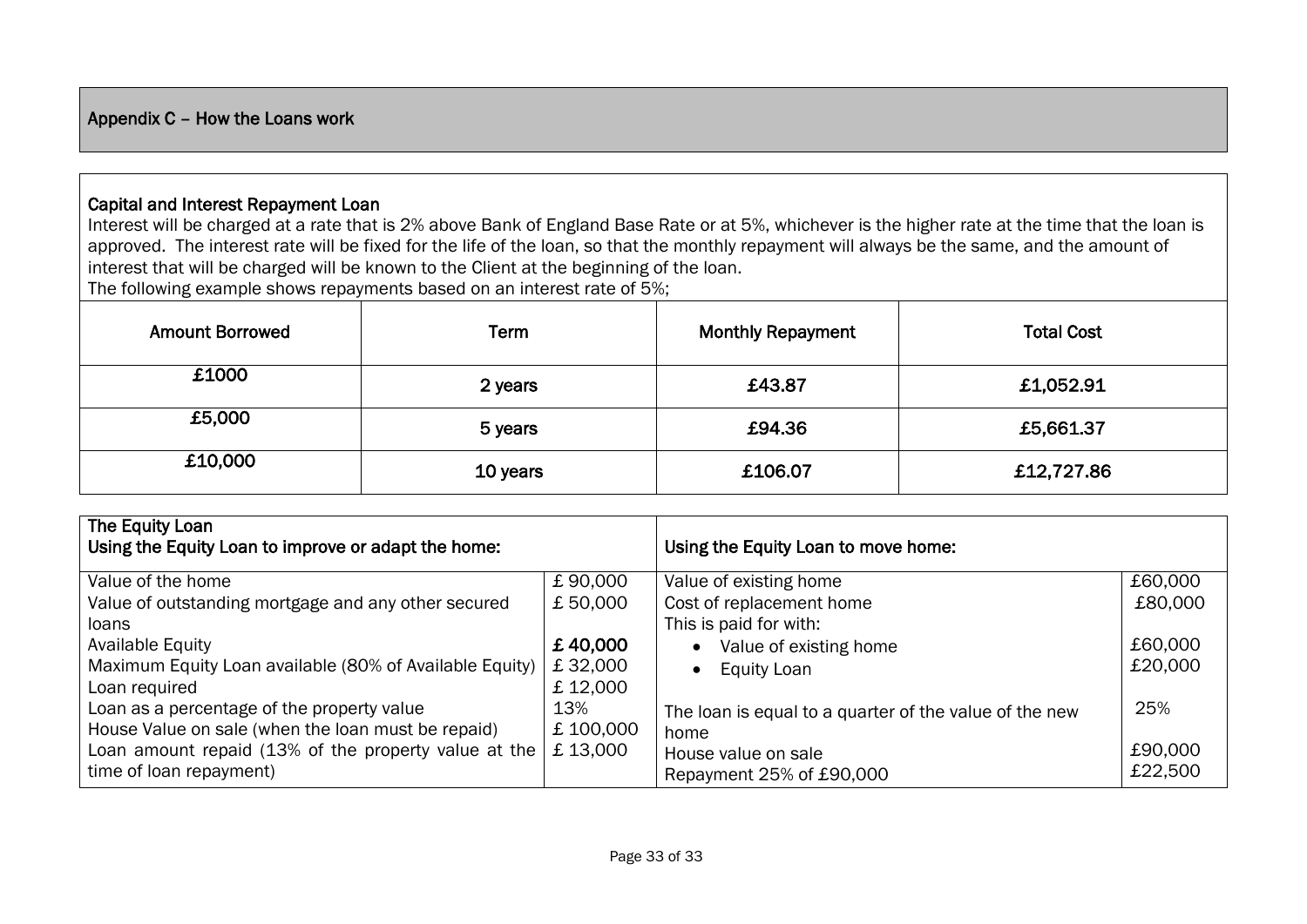## Appendix C – How the Loans work

### Capital and Interest Repayment Loan

Interest will be charged at a rate that is 2% above Bank of England Base Rate or at 5%, whichever is the higher rate at the time that the loan is approved. The interest rate will be fixed for the life of the loan, so that the monthly repayment will always be the same, and the amount of interest that will be charged will be known to the Client at the beginning of the loan.
The following example shows repayments based on an interest rate of 5%;

| Amount Borrowed | Term | Monthly Repayment | Total Cost |
|---|---|---|---|
| £1000 | 2 years | £43.87 | £1,052.91 |
| £5,000 | 5 years | £94.36 | £5,661.37 |
| £10,000 | 10 years | £106.07 | £12,727.86 |

### The Equity Loan

**Using the Equity Loan to improve or adapt the home:**

| | |
|---|---|
| Value of the home | £ 90,000 |
| Value of outstanding mortgage and any other secured loans | £ 50,000 |
| Available Equity | **£ 40,000** |
| Maximum Equity Loan available (80% of Available Equity) | £ 32,000 |
| Loan required | £ 12,000 |
| Loan as a percentage of the property value | 13% |
| House Value on sale (when the loan must be repaid) | £ 100,000 |
| Loan amount repaid (13% of the property value at the time of loan repayment) | £ 13,000 |

**Using the Equity Loan to move home:**

| | |
|---|---|
| Value of existing home | £60,000 |
| Cost of replacement home | £80,000 |
| This is paid for with: | |
| • Value of existing home | £60,000 |
| • Equity Loan | £20,000 |
| The loan is equal to a quarter of the value of the new home | 25% |
| House value on sale | £90,000 |
| Repayment 25% of £90,000 | £22,500 |